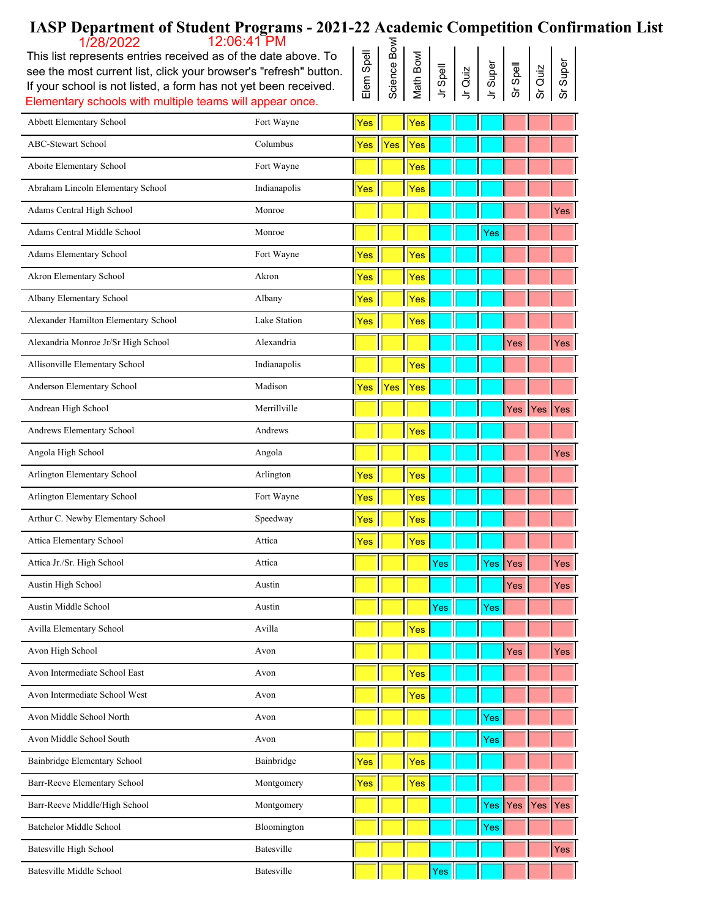# IASP Department of Student Programs - 2021-22 Academic Competition Confirmation List

1/28/2022 12:06:41 PM

This list represents entries received as of the date above. To see the most current list, click your browser's "refresh" button. If your school is not listed, a form has not yet been received.

Elementary schools with multiple teams will appear once.

| School | City | Elem Spell | Science Bowl | Math Bowl | Jr Spell | Jr Quiz | Jr Super | Sr Spell | Sr Quiz | Sr Super |
|---|---|---|---|---|---|---|---|---|---|---|
| Abbett Elementary School | Fort Wayne | Yes | | Yes | | | | | | |
| ABC-Stewart School | Columbus | Yes | Yes | Yes | | | | | | |
| Aboite Elementary School | Fort Wayne | | | Yes | | | | | | |
| Abraham Lincoln Elementary School | Indianapolis | Yes | | Yes | | | | | | |
| Adams Central High School | Monroe | | | | | | | | | Yes |
| Adams Central Middle School | Monroe | | | | | | Yes | | | |
| Adams Elementary School | Fort Wayne | Yes | | Yes | | | | | | |
| Akron Elementary School | Akron | Yes | | Yes | | | | | | |
| Albany Elementary School | Albany | Yes | | Yes | | | | | | |
| Alexander Hamilton Elementary School | Lake Station | Yes | | Yes | | | | | | |
| Alexandria Monroe Jr/Sr High School | Alexandria | | | | | | | Yes | | Yes |
| Allisonville Elementary School | Indianapolis | | | Yes | | | | | | |
| Anderson Elementary School | Madison | Yes | Yes | Yes | | | | | | |
| Andrean High School | Merrillville | | | | | | | Yes | Yes | Yes |
| Andrews Elementary School | Andrews | | | Yes | | | | | | |
| Angola High School | Angola | | | | | | | | | Yes |
| Arlington Elementary School | Arlington | Yes | | Yes | | | | | | |
| Arlington Elementary School | Fort Wayne | Yes | | Yes | | | | | | |
| Arthur C. Newby Elementary School | Speedway | Yes | | Yes | | | | | | |
| Attica Elementary School | Attica | Yes | | Yes | | | | | | |
| Attica Jr./Sr. High School | Attica | | | | Yes | | Yes | Yes | | Yes |
| Austin High School | Austin | | | | | | | Yes | | Yes |
| Austin Middle School | Austin | | | | Yes | | Yes | | | |
| Avilla Elementary School | Avilla | | | Yes | | | | | | |
| Avon High School | Avon | | | | | | | Yes | | Yes |
| Avon Intermediate School East | Avon | | | Yes | | | | | | |
| Avon Intermediate School West | Avon | | | Yes | | | | | | |
| Avon Middle School North | Avon | | | | | | Yes | | | |
| Avon Middle School South | Avon | | | | | | Yes | | | |
| Bainbridge Elementary School | Bainbridge | Yes | | Yes | | | | | | |
| Barr-Reeve Elementary School | Montgomery | Yes | | Yes | | | | | | |
| Barr-Reeve Middle/High School | Montgomery | | | | | | Yes | Yes | Yes | Yes |
| Batchelor Middle School | Bloomington | | | | | | Yes | | | |
| Batesville High School | Batesville | | | | | | | | | Yes |
| Batesville Middle School | Batesville | | | | Yes | | | | | |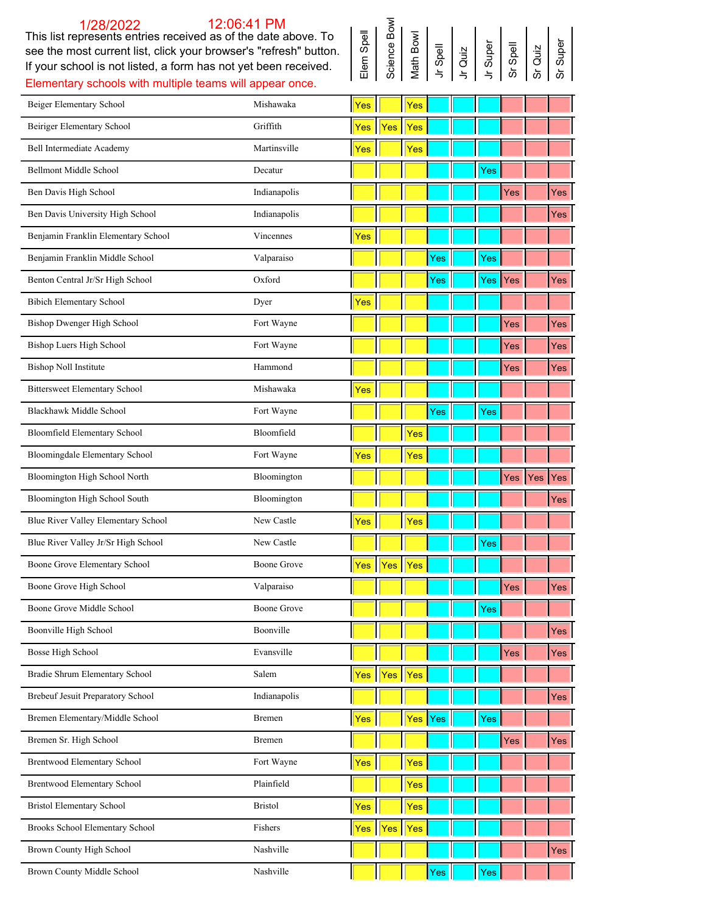1/28/2022 12:06:41 PM

This list represents entries received as of the date above. To see the most current list, click your browser's "refresh" button. If your school is not listed, a form has not yet been received.

Elementary schools with multiple teams will appear once.

| School | City | Elem Spell | Science Bowl | Math Bowl | Jr Spell | Jr Quiz | Jr Super | Sr Spell | Sr Quiz | Sr Super |
|---|---|---|---|---|---|---|---|---|---|---|
| Beiger Elementary School | Mishawaka | Yes | | Yes | | | | | | |
| Beiriger Elementary School | Griffith | Yes | Yes | Yes | | | | | | |
| Bell Intermediate Academy | Martinsville | Yes | | Yes | | | | | | |
| Bellmont Middle School | Decatur | | | | | | Yes | | | |
| Ben Davis High School | Indianapolis | | | | | | | Yes | | Yes |
| Ben Davis University High School | Indianapolis | | | | | | | | | Yes |
| Benjamin Franklin Elementary School | Vincennes | Yes | | | | | | | | |
| Benjamin Franklin Middle School | Valparaiso | | | | Yes | | Yes | | | |
| Benton Central Jr/Sr High School | Oxford | | | | Yes | | Yes | Yes | | Yes |
| Bibich Elementary School | Dyer | Yes | | | | | | | | |
| Bishop Dwenger High School | Fort Wayne | | | | | | | Yes | | Yes |
| Bishop Luers High School | Fort Wayne | | | | | | | Yes | | Yes |
| Bishop Noll Institute | Hammond | | | | | | | Yes | | Yes |
| Bittersweet Elementary School | Mishawaka | Yes | | | | | | | | |
| Blackhawk Middle School | Fort Wayne | | | | Yes | | Yes | | | |
| Bloomfield Elementary School | Bloomfield | | | Yes | | | | | | |
| Bloomingdale Elementary School | Fort Wayne | Yes | | Yes | | | | | | |
| Bloomington High School North | Bloomington | | | | | | | Yes | Yes | Yes |
| Bloomington High School South | Bloomington | | | | | | | | | Yes |
| Blue River Valley Elementary School | New Castle | Yes | | Yes | | | | | | |
| Blue River Valley Jr/Sr High School | New Castle | | | | | | Yes | | | |
| Boone Grove Elementary School | Boone Grove | Yes | Yes | Yes | | | | | | |
| Boone Grove High School | Valparaiso | | | | | | | Yes | | Yes |
| Boone Grove Middle School | Boone Grove | | | | | | Yes | | | |
| Boonville High School | Boonville | | | | | | | | | Yes |
| Bosse High School | Evansville | | | | | | | Yes | | Yes |
| Bradie Shrum Elementary School | Salem | Yes | Yes | Yes | | | | | | |
| Brebeuf Jesuit Preparatory School | Indianapolis | | | | | | | | | Yes |
| Bremen Elementary/Middle School | Bremen | Yes | | Yes | Yes | | Yes | | | |
| Bremen Sr. High School | Bremen | | | | | | | Yes | | Yes |
| Brentwood Elementary School | Fort Wayne | Yes | | Yes | | | | | | |
| Brentwood Elementary School | Plainfield | | | Yes | | | | | | |
| Bristol Elementary School | Bristol | Yes | | Yes | | | | | | |
| Brooks School Elementary School | Fishers | Yes | Yes | Yes | | | | | | |
| Brown County High School | Nashville | | | | | | | | | Yes |
| Brown County Middle School | Nashville | | | | Yes | | Yes | | | |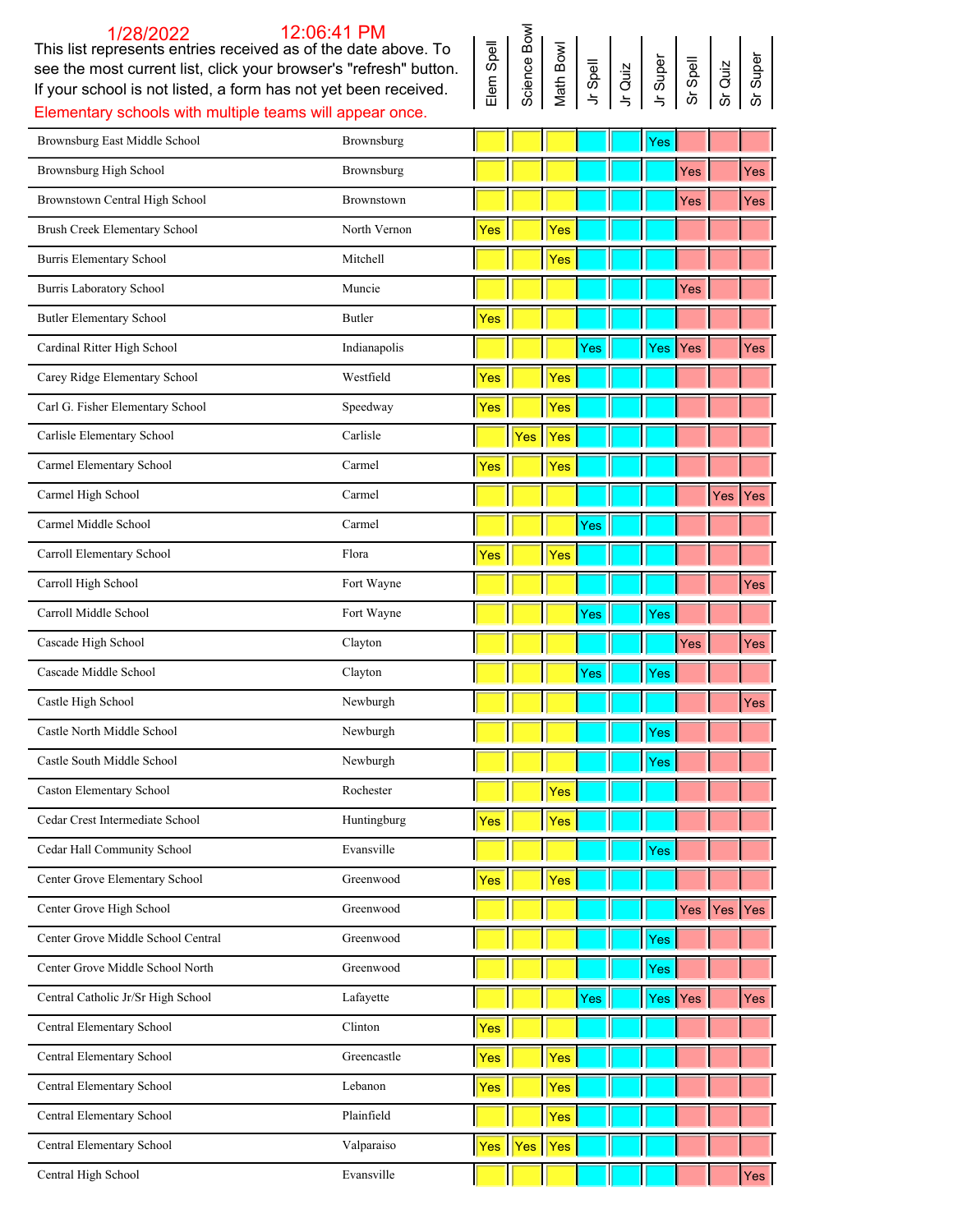1/28/2022 12:06:41 PM

This list represents entries received as of the date above. To see the most current list, click your browser's "refresh" button. If your school is not listed, a form has not yet been received.

Elementary schools with multiple teams will appear once.

| | | Elem Spell | Science Bowl | Math Bowl | Jr Spell | Jr Quiz | Jr Super | Sr Spell | Sr Quiz | Sr Super |
|---|---|---|---|---|---|---|---|---|---|---|
| Brownsburg East Middle School | Brownsburg | | | | | | Yes | | | |
| Brownsburg High School | Brownsburg | | | | | | | Yes | | Yes |
| Brownstown Central High School | Brownstown | | | | | | | Yes | | Yes |
| Brush Creek Elementary School | North Vernon | Yes | | Yes | | | | | | |
| Burris Elementary School | Mitchell | | | Yes | | | | | | |
| Burris Laboratory School | Muncie | | | | | | | Yes | | |
| Butler Elementary School | Butler | Yes | | | | | | | | |
| Cardinal Ritter High School | Indianapolis | | | | Yes | | Yes | Yes | | Yes |
| Carey Ridge Elementary School | Westfield | Yes | | Yes | | | | | | |
| Carl G. Fisher Elementary School | Speedway | Yes | | Yes | | | | | | |
| Carlisle Elementary School | Carlisle | | Yes | Yes | | | | | | |
| Carmel Elementary School | Carmel | Yes | | Yes | | | | | | |
| Carmel High School | Carmel | | | | | | | | Yes | Yes |
| Carmel Middle School | Carmel | | | | Yes | | | | | |
| Carroll Elementary School | Flora | Yes | | Yes | | | | | | |
| Carroll High School | Fort Wayne | | | | | | | | | Yes |
| Carroll Middle School | Fort Wayne | | | | Yes | | Yes | | | |
| Cascade High School | Clayton | | | | | | | Yes | | Yes |
| Cascade Middle School | Clayton | | | | Yes | | Yes | | | |
| Castle High School | Newburgh | | | | | | | | | Yes |
| Castle North Middle School | Newburgh | | | | | | Yes | | | |
| Castle South Middle School | Newburgh | | | | | | Yes | | | |
| Caston Elementary School | Rochester | | | Yes | | | | | | |
| Cedar Crest Intermediate School | Huntingburg | Yes | | Yes | | | | | | |
| Cedar Hall Community School | Evansville | | | | | | Yes | | | |
| Center Grove Elementary School | Greenwood | Yes | | Yes | | | | | | |
| Center Grove High School | Greenwood | | | | | | | Yes | Yes | Yes |
| Center Grove Middle School Central | Greenwood | | | | | | Yes | | | |
| Center Grove Middle School North | Greenwood | | | | | | Yes | | | |
| Central Catholic Jr/Sr High School | Lafayette | | | | Yes | | Yes | Yes | | Yes |
| Central Elementary School | Clinton | Yes | | | | | | | | |
| Central Elementary School | Greencastle | Yes | | Yes | | | | | | |
| Central Elementary School | Lebanon | Yes | | Yes | | | | | | |
| Central Elementary School | Plainfield | | | Yes | | | | | | |
| Central Elementary School | Valparaiso | Yes | Yes | Yes | | | | | | |
| Central High School | Evansville | | | | | | | | | Yes |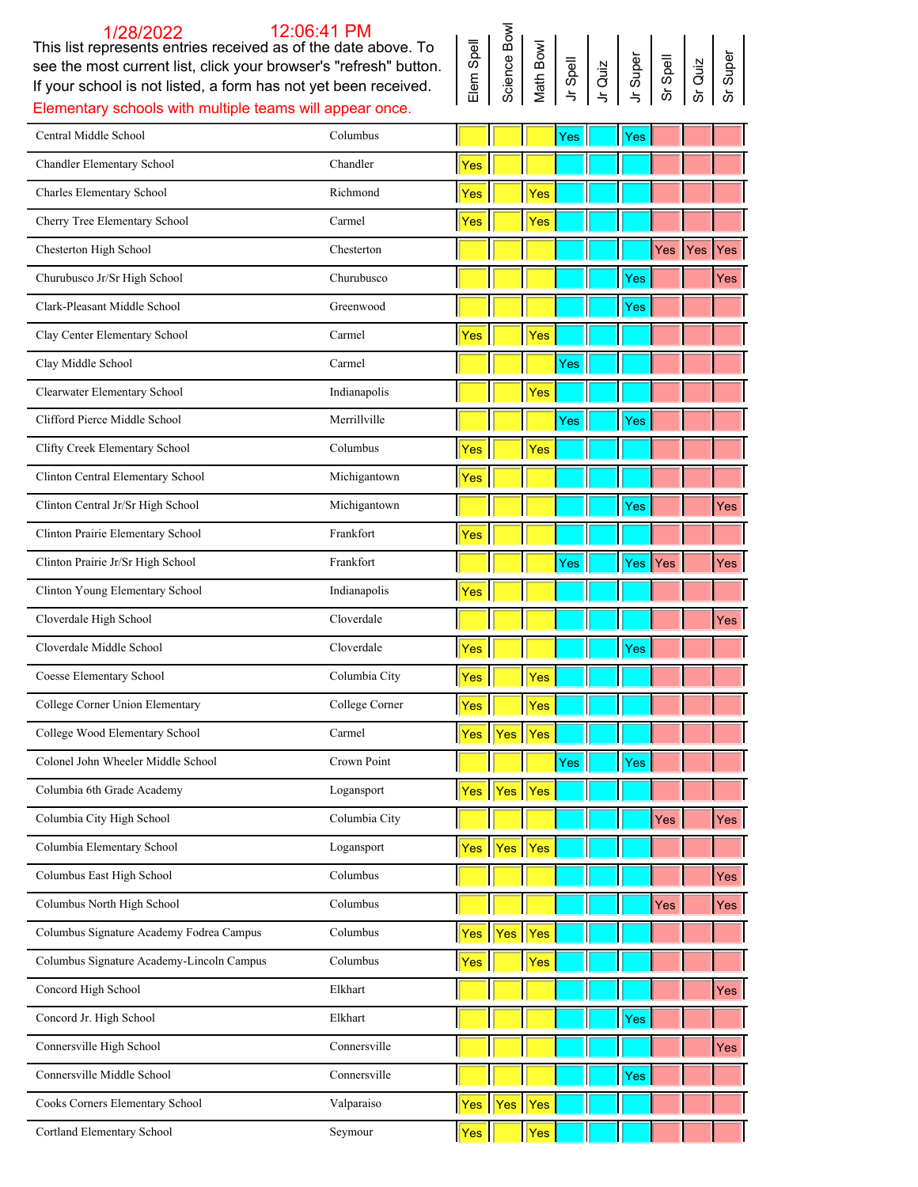1/28/2022 12:06:41 PM

This list represents entries received as of the date above. To see the most current list, click your browser's "refresh" button. If your school is not listed, a form has not yet been received.

Elementary schools with multiple teams will appear once.

| | | Elem Spell | Science Bowl | Math Bowl | Jr Spell | Jr Quiz | Jr Super | Sr Spell | Sr Quiz | Sr Super |
|---|---|---|---|---|---|---|---|---|---|---|
| Central Middle School | Columbus | | | | Yes | | Yes | | | |
| Chandler Elementary School | Chandler | Yes | | | | | | | | |
| Charles Elementary School | Richmond | Yes | | Yes | | | | | | |
| Cherry Tree Elementary School | Carmel | Yes | | Yes | | | | | | |
| Chesterton High School | Chesterton | | | | | | | Yes | Yes | Yes |
| Churubusco Jr/Sr High School | Churubusco | | | | | | Yes | | | Yes |
| Clark-Pleasant Middle School | Greenwood | | | | | | Yes | | | |
| Clay Center Elementary School | Carmel | Yes | | Yes | | | | | | |
| Clay Middle School | Carmel | | | | Yes | | | | | |
| Clearwater Elementary School | Indianapolis | | | Yes | | | | | | |
| Clifford Pierce Middle School | Merrillville | | | | Yes | | Yes | | | |
| Clifty Creek Elementary School | Columbus | Yes | | Yes | | | | | | |
| Clinton Central Elementary School | Michigantown | Yes | | | | | | | | |
| Clinton Central Jr/Sr High School | Michigantown | | | | | | Yes | | | Yes |
| Clinton Prairie Elementary School | Frankfort | Yes | | | | | | | | |
| Clinton Prairie Jr/Sr High School | Frankfort | | | | Yes | | Yes | Yes | | Yes |
| Clinton Young Elementary School | Indianapolis | Yes | | | | | | | | |
| Cloverdale High School | Cloverdale | | | | | | | | | Yes |
| Cloverdale Middle School | Cloverdale | Yes | | | | | Yes | | | |
| Coesse Elementary School | Columbia City | Yes | | Yes | | | | | | |
| College Corner Union Elementary | College Corner | Yes | | Yes | | | | | | |
| College Wood Elementary School | Carmel | Yes | Yes | Yes | | | | | | |
| Colonel John Wheeler Middle School | Crown Point | | | | Yes | | Yes | | | |
| Columbia 6th Grade Academy | Logansport | Yes | Yes | Yes | | | | | | |
| Columbia City High School | Columbia City | | | | | | | Yes | | Yes |
| Columbia Elementary School | Logansport | Yes | Yes | Yes | | | | | | |
| Columbus East High School | Columbus | | | | | | | | | Yes |
| Columbus North High School | Columbus | | | | | | | Yes | | Yes |
| Columbus Signature Academy Fodrea Campus | Columbus | Yes | Yes | Yes | | | | | | |
| Columbus Signature Academy-Lincoln Campus | Columbus | Yes | | Yes | | | | | | |
| Concord High School | Elkhart | | | | | | | | | Yes |
| Concord Jr. High School | Elkhart | | | | | | Yes | | | |
| Connersville High School | Connersville | | | | | | | | | Yes |
| Connersville Middle School | Connersville | | | | | | Yes | | | |
| Cooks Corners Elementary School | Valparaiso | Yes | Yes | Yes | | | | | | |
| Cortland Elementary School | Seymour | Yes | | Yes | | | | | | |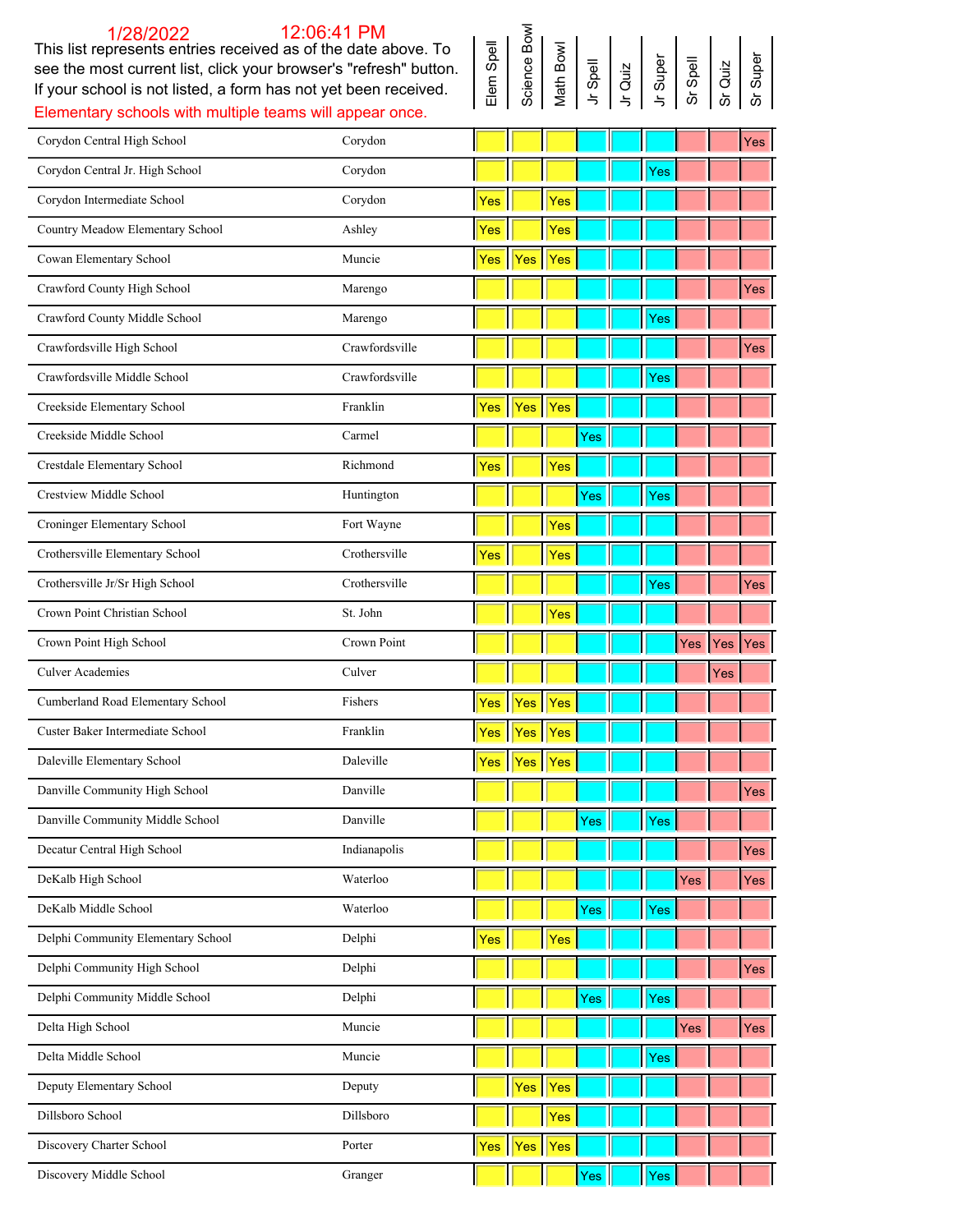1/28/2022 12:06:41 PM

This list represents entries received as of the date above. To see the most current list, click your browser's "refresh" button. If your school is not listed, a form has not yet been received.

Elementary schools with multiple teams will appear once.

| | | Elem Spell | Science Bowl | Math Bowl | Jr Spell | Jr Quiz | Jr Super | Sr Spell | Sr Quiz | Sr Super |
|---|---|---|---|---|---|---|---|---|---|---|
| Corydon Central High School | Corydon | | | | | | | | | Yes |
| Corydon Central Jr. High School | Corydon | | | | | | Yes | | | |
| Corydon Intermediate School | Corydon | Yes | | Yes | | | | | | |
| Country Meadow Elementary School | Ashley | Yes | | Yes | | | | | | |
| Cowan Elementary School | Muncie | Yes | Yes | Yes | | | | | | |
| Crawford County High School | Marengo | | | | | | | | | Yes |
| Crawford County Middle School | Marengo | | | | | | Yes | | | |
| Crawfordsville High School | Crawfordsville | | | | | | | | | Yes |
| Crawfordsville Middle School | Crawfordsville | | | | | | Yes | | | |
| Creekside Elementary School | Franklin | Yes | Yes | Yes | | | | | | |
| Creekside Middle School | Carmel | | | | Yes | | | | | |
| Crestdale Elementary School | Richmond | Yes | | Yes | | | | | | |
| Crestview Middle School | Huntington | | | | Yes | | Yes | | | |
| Croninger Elementary School | Fort Wayne | | | Yes | | | | | | |
| Crothersville Elementary School | Crothersville | Yes | | Yes | | | | | | |
| Crothersville Jr/Sr High School | Crothersville | | | | | | Yes | | | Yes |
| Crown Point Christian School | St. John | | | Yes | | | | | | |
| Crown Point High School | Crown Point | | | | | | | Yes | Yes | Yes |
| Culver Academies | Culver | | | | | | | | Yes | |
| Cumberland Road Elementary School | Fishers | Yes | Yes | Yes | | | | | | |
| Custer Baker Intermediate School | Franklin | Yes | Yes | Yes | | | | | | |
| Daleville Elementary School | Daleville | Yes | Yes | Yes | | | | | | |
| Danville Community High School | Danville | | | | | | | | | Yes |
| Danville Community Middle School | Danville | | | | Yes | | Yes | | | |
| Decatur Central High School | Indianapolis | | | | | | | | | Yes |
| DeKalb High School | Waterloo | | | | | | | Yes | | Yes |
| DeKalb Middle School | Waterloo | | | | Yes | | Yes | | | |
| Delphi Community Elementary School | Delphi | Yes | | Yes | | | | | | |
| Delphi Community High School | Delphi | | | | | | | | | Yes |
| Delphi Community Middle School | Delphi | | | | Yes | | Yes | | | |
| Delta High School | Muncie | | | | | | | Yes | | Yes |
| Delta Middle School | Muncie | | | | | | Yes | | | |
| Deputy Elementary School | Deputy | | Yes | Yes | | | | | | |
| Dillsboro School | Dillsboro | | | Yes | | | | | | |
| Discovery Charter School | Porter | Yes | Yes | Yes | | | | | | |
| Discovery Middle School | Granger | | | | Yes | | Yes | | | |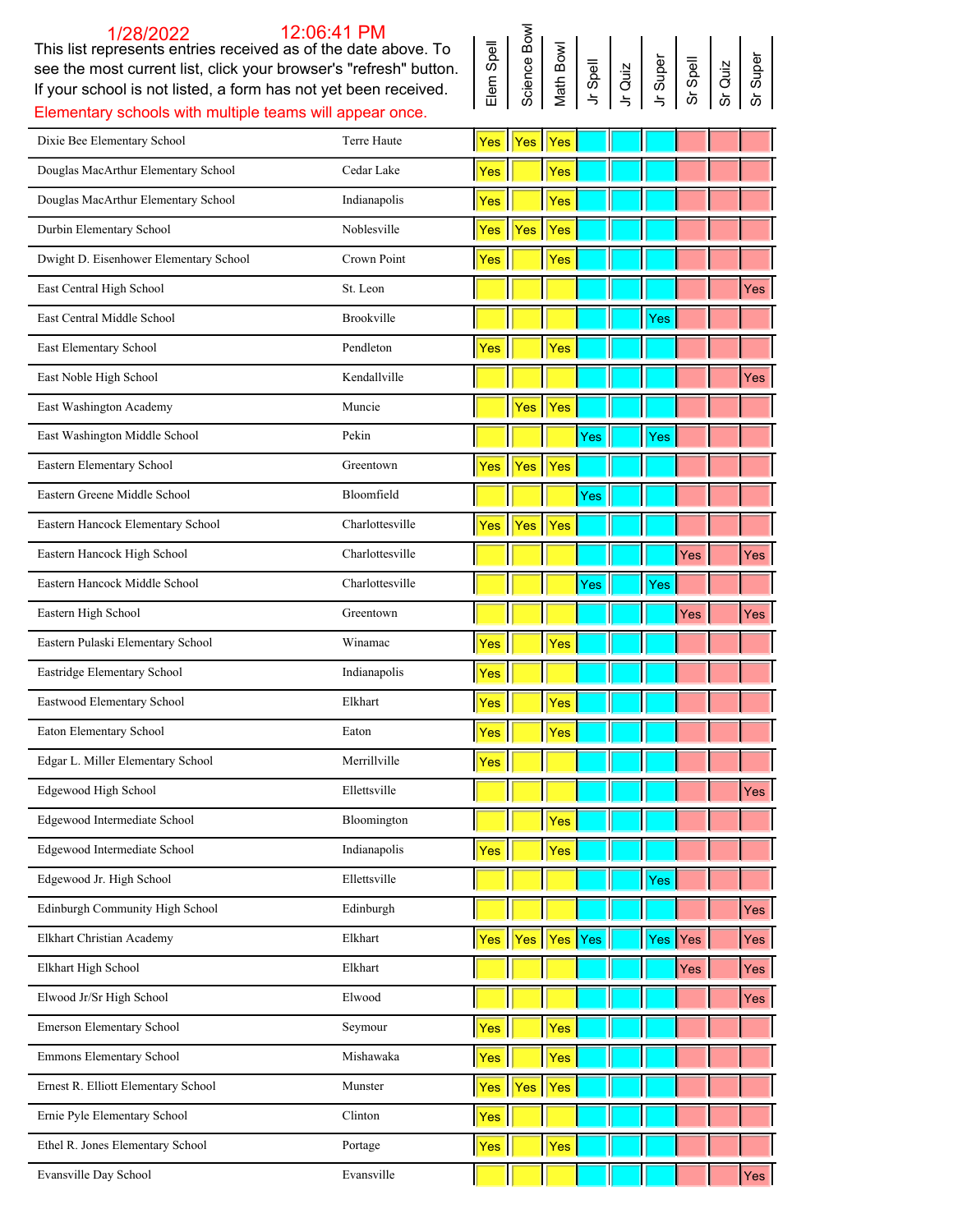1/28/2022 12:06:41 PM

This list represents entries received as of the date above. To see the most current list, click your browser's "refresh" button. If your school is not listed, a form has not yet been received.

Elementary schools with multiple teams will appear once.

| School | City | Elem Spell | Science Bowl | Math Bowl | Jr Spell | Jr Quiz | Jr Super | Sr Spell | Sr Quiz | Sr Super |
|---|---|---|---|---|---|---|---|---|---|---|
| Dixie Bee Elementary School | Terre Haute | Yes | Yes | Yes | | | | | | |
| Douglas MacArthur Elementary School | Cedar Lake | Yes | | Yes | | | | | | |
| Douglas MacArthur Elementary School | Indianapolis | Yes | | Yes | | | | | | |
| Durbin Elementary School | Noblesville | Yes | Yes | Yes | | | | | | |
| Dwight D. Eisenhower Elementary School | Crown Point | Yes | | Yes | | | | | | |
| East Central High School | St. Leon | | | | | | | | | Yes |
| East Central Middle School | Brookville | | | | | | Yes | | | |
| East Elementary School | Pendleton | Yes | | Yes | | | | | | |
| East Noble High School | Kendallville | | | | | | | | | Yes |
| East Washington Academy | Muncie | | Yes | Yes | | | | | | |
| East Washington Middle School | Pekin | | | | Yes | | Yes | | | |
| Eastern Elementary School | Greentown | Yes | Yes | Yes | | | | | | |
| Eastern Greene Middle School | Bloomfield | | | | Yes | | | | | |
| Eastern Hancock Elementary School | Charlottesville | Yes | Yes | Yes | | | | | | |
| Eastern Hancock High School | Charlottesville | | | | | | | Yes | | Yes |
| Eastern Hancock Middle School | Charlottesville | | | | Yes | | Yes | | | |
| Eastern High School | Greentown | | | | | | | Yes | | Yes |
| Eastern Pulaski Elementary School | Winamac | Yes | | Yes | | | | | | |
| Eastridge Elementary School | Indianapolis | Yes | | | | | | | | |
| Eastwood Elementary School | Elkhart | Yes | | Yes | | | | | | |
| Eaton Elementary School | Eaton | Yes | | Yes | | | | | | |
| Edgar L. Miller Elementary School | Merrillville | Yes | | | | | | | | |
| Edgewood High School | Ellettsville | | | | | | | | | Yes |
| Edgewood Intermediate School | Bloomington | | | Yes | | | | | | |
| Edgewood Intermediate School | Indianapolis | Yes | | Yes | | | | | | |
| Edgewood Jr. High School | Ellettsville | | | | | | Yes | | | |
| Edinburgh Community High School | Edinburgh | | | | | | | | | Yes |
| Elkhart Christian Academy | Elkhart | Yes | Yes | Yes | Yes | | Yes | Yes | | Yes |
| Elkhart High School | Elkhart | | | | | | | Yes | | Yes |
| Elwood Jr/Sr High School | Elwood | | | | | | | | | Yes |
| Emerson Elementary School | Seymour | Yes | | Yes | | | | | | |
| Emmons Elementary School | Mishawaka | Yes | | Yes | | | | | | |
| Ernest R. Elliott Elementary School | Munster | Yes | Yes | Yes | | | | | | |
| Ernie Pyle Elementary School | Clinton | Yes | | | | | | | | |
| Ethel R. Jones Elementary School | Portage | Yes | | Yes | | | | | | |
| Evansville Day School | Evansville | | | | | | | | | Yes |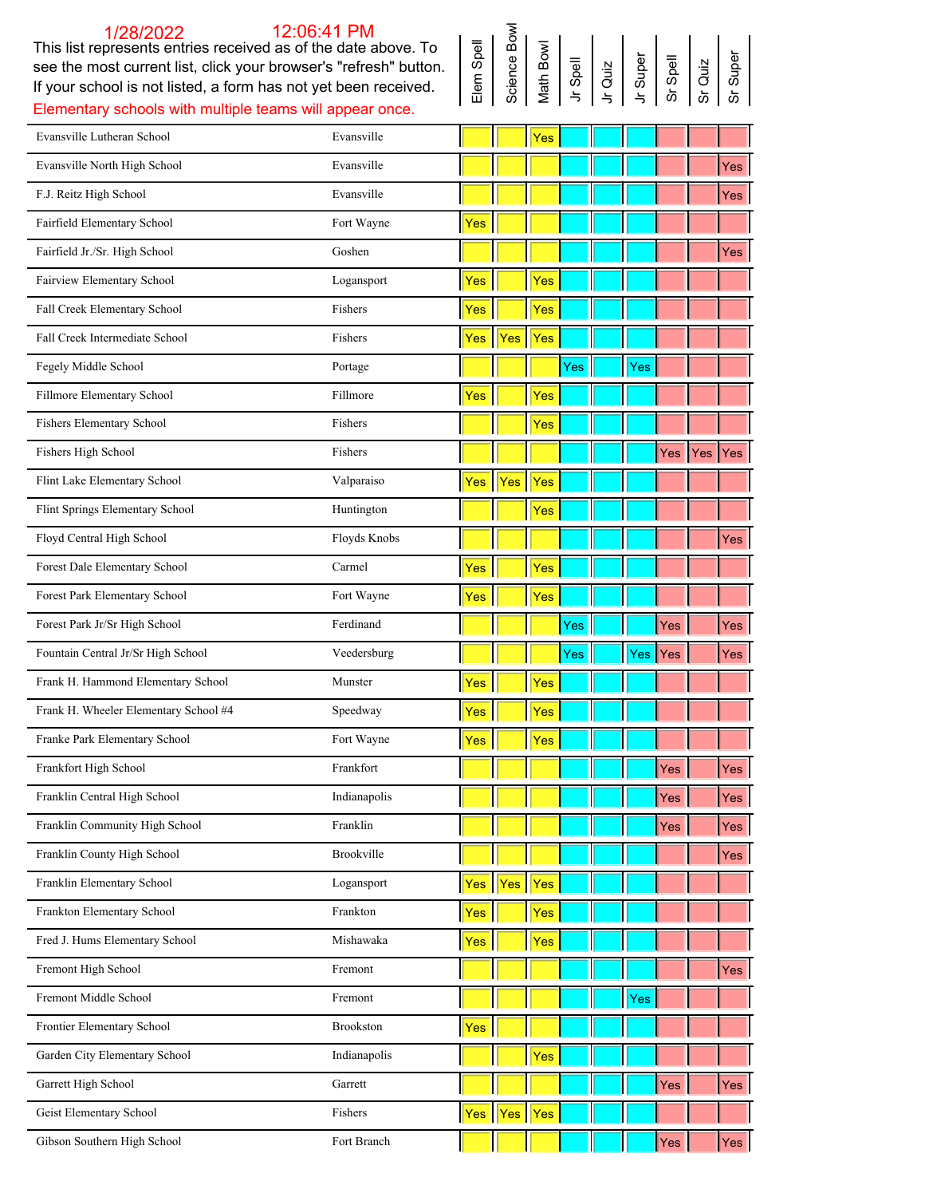1/28/2022 12:06:41 PM

This list represents entries received as of the date above. To see the most current list, click your browser's "refresh" button. If your school is not listed, a form has not yet been received.

Elementary schools with multiple teams will appear once.

| | | Elem Spell | Science Bowl | Math Bowl | Jr Spell | Jr Quiz | Jr Super | Sr Spell | Sr Quiz | Sr Super |
|---|---|---|---|---|---|---|---|---|---|---|
| Evansville Lutheran School | Evansville | | | Yes | | | | | | |
| Evansville North High School | Evansville | | | | | | | | | Yes |
| F.J. Reitz High School | Evansville | | | | | | | | | Yes |
| Fairfield Elementary School | Fort Wayne | Yes | | | | | | | | |
| Fairfield Jr./Sr. High School | Goshen | | | | | | | | | Yes |
| Fairview Elementary School | Logansport | Yes | | Yes | | | | | | |
| Fall Creek Elementary School | Fishers | Yes | | Yes | | | | | | |
| Fall Creek Intermediate School | Fishers | Yes | Yes | Yes | | | | | | |
| Fegely Middle School | Portage | | | | Yes | | Yes | | | |
| Fillmore Elementary School | Fillmore | Yes | | Yes | | | | | | |
| Fishers Elementary School | Fishers | | | Yes | | | | | | |
| Fishers High School | Fishers | | | | | | | Yes | Yes | Yes |
| Flint Lake Elementary School | Valparaiso | Yes | Yes | Yes | | | | | | |
| Flint Springs Elementary School | Huntington | | | Yes | | | | | | |
| Floyd Central High School | Floyds Knobs | | | | | | | | | Yes |
| Forest Dale Elementary School | Carmel | Yes | | Yes | | | | | | |
| Forest Park Elementary School | Fort Wayne | Yes | | Yes | | | | | | |
| Forest Park Jr/Sr High School | Ferdinand | | | | Yes | | | Yes | | Yes |
| Fountain Central Jr/Sr High School | Veedersburg | | | | Yes | | Yes | Yes | | Yes |
| Frank H. Hammond Elementary School | Munster | Yes | | Yes | | | | | | |
| Frank H. Wheeler Elementary School #4 | Speedway | Yes | | Yes | | | | | | |
| Franke Park Elementary School | Fort Wayne | Yes | | Yes | | | | | | |
| Frankfort High School | Frankfort | | | | | | | Yes | | Yes |
| Franklin Central High School | Indianapolis | | | | | | | Yes | | Yes |
| Franklin Community High School | Franklin | | | | | | | Yes | | Yes |
| Franklin County High School | Brookville | | | | | | | | | Yes |
| Franklin Elementary School | Logansport | Yes | Yes | Yes | | | | | | |
| Frankton Elementary School | Frankton | Yes | | Yes | | | | | | |
| Fred J. Hums Elementary School | Mishawaka | Yes | | Yes | | | | | | |
| Fremont High School | Fremont | | | | | | | | | Yes |
| Fremont Middle School | Fremont | | | | | | Yes | | | |
| Frontier Elementary School | Brookston | Yes | | | | | | | | |
| Garden City Elementary School | Indianapolis | | | Yes | | | | | | |
| Garrett High School | Garrett | | | | | | | Yes | | Yes |
| Geist Elementary School | Fishers | Yes | Yes | Yes | | | | | | |
| Gibson Southern High School | Fort Branch | | | | | | | Yes | | Yes |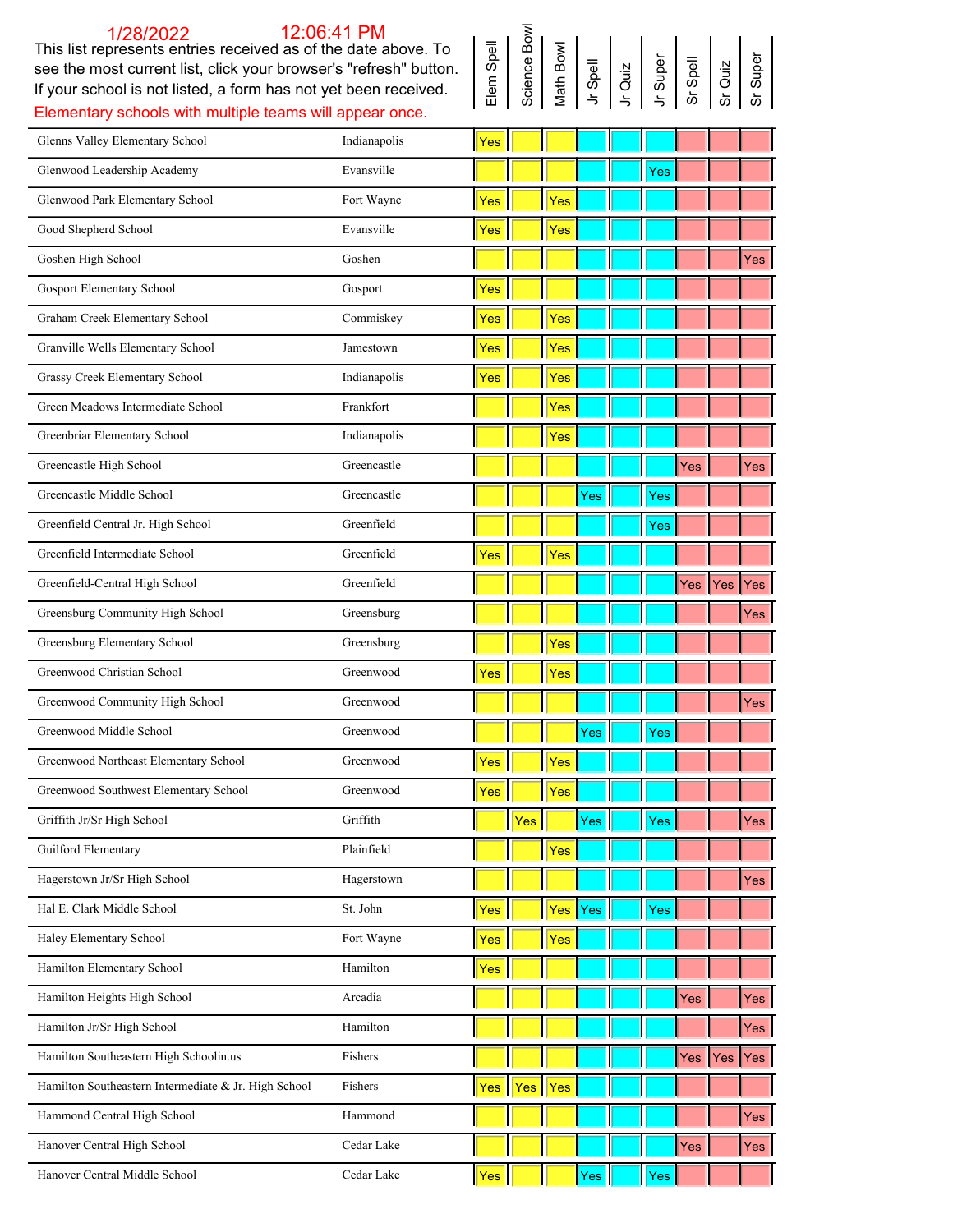1/28/2022 12:06:41 PM

This list represents entries received as of the date above. To see the most current list, click your browser's "refresh" button. If your school is not listed, a form has not yet been received.

Elementary schools with multiple teams will appear once.

| School | City | Elem Spell | Science Bowl | Math Bowl | Jr Spell | Jr Quiz | Jr Super | Sr Spell | Sr Quiz | Sr Super |
|---|---|---|---|---|---|---|---|---|---|---|
| Glenns Valley Elementary School | Indianapolis | Yes | | | | | | | | |
| Glenwood Leadership Academy | Evansville | | | | | | Yes | | | |
| Glenwood Park Elementary School | Fort Wayne | Yes | | Yes | | | | | | |
| Good Shepherd School | Evansville | Yes | | Yes | | | | | | |
| Goshen High School | Goshen | | | | | | | | | Yes |
| Gosport Elementary School | Gosport | Yes | | | | | | | | |
| Graham Creek Elementary School | Commiskey | Yes | | Yes | | | | | | |
| Granville Wells Elementary School | Jamestown | Yes | | Yes | | | | | | |
| Grassy Creek Elementary School | Indianapolis | Yes | | Yes | | | | | | |
| Green Meadows Intermediate School | Frankfort | | | Yes | | | | | | |
| Greenbriar Elementary School | Indianapolis | | | Yes | | | | | | |
| Greencastle High School | Greencastle | | | | | | | Yes | | Yes |
| Greencastle Middle School | Greencastle | | | | Yes | | Yes | | | |
| Greenfield Central Jr. High School | Greenfield | | | | | | Yes | | | |
| Greenfield Intermediate School | Greenfield | Yes | | Yes | | | | | | |
| Greenfield-Central High School | Greenfield | | | | | | | Yes | Yes | Yes |
| Greensburg Community High School | Greensburg | | | | | | | | | Yes |
| Greensburg Elementary School | Greensburg | | | Yes | | | | | | |
| Greenwood Christian School | Greenwood | Yes | | Yes | | | | | | |
| Greenwood Community High School | Greenwood | | | | | | | | | Yes |
| Greenwood Middle School | Greenwood | | | | Yes | | Yes | | | |
| Greenwood Northeast Elementary School | Greenwood | Yes | | Yes | | | | | | |
| Greenwood Southwest Elementary School | Greenwood | Yes | | Yes | | | | | | |
| Griffith Jr/Sr High School | Griffith | | Yes | | Yes | | Yes | | | Yes |
| Guilford Elementary | Plainfield | | | Yes | | | | | | |
| Hagerstown Jr/Sr High School | Hagerstown | | | | | | | | | Yes |
| Hal E. Clark Middle School | St. John | Yes | | Yes | Yes | | Yes | | | |
| Haley Elementary School | Fort Wayne | Yes | | Yes | | | | | | |
| Hamilton Elementary School | Hamilton | Yes | | | | | | | | |
| Hamilton Heights High School | Arcadia | | | | | | | Yes | | Yes |
| Hamilton Jr/Sr High School | Hamilton | | | | | | | | | Yes |
| Hamilton Southeastern High Schoolin.us | Fishers | | | | | | | Yes | Yes | Yes |
| Hamilton Southeastern Intermediate & Jr. High School | Fishers | Yes | Yes | Yes | | | | | | |
| Hammond Central High School | Hammond | | | | | | | | | Yes |
| Hanover Central High School | Cedar Lake | | | | | | | Yes | | Yes |
| Hanover Central Middle School | Cedar Lake | Yes | | | Yes | | Yes | | | |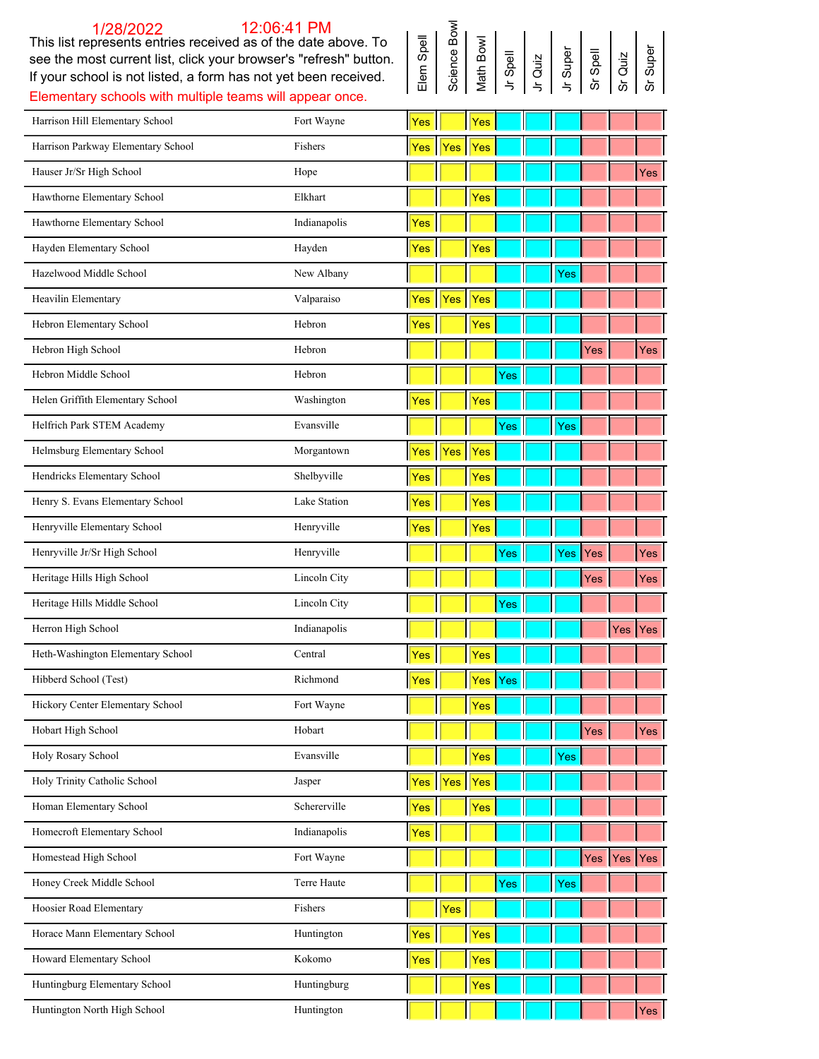1/28/2022 12:06:41 PM

This list represents entries received as of the date above. To see the most current list, click your browser's "refresh" button. If your school is not listed, a form has not yet been received.

Elementary schools with multiple teams will appear once.

| School | City | Elem Spell | Science Bowl | Math Bowl | Jr Spell | Jr Quiz | Jr Super | Sr Spell | Sr Quiz | Sr Super |
|---|---|---|---|---|---|---|---|---|---|---|
| Harrison Hill Elementary School | Fort Wayne | Yes | | Yes | | | | | | |
| Harrison Parkway Elementary School | Fishers | Yes | Yes | Yes | | | | | | |
| Hauser Jr/Sr High School | Hope | | | | | | | | | Yes |
| Hawthorne Elementary School | Elkhart | | | Yes | | | | | | |
| Hawthorne Elementary School | Indianapolis | Yes | | | | | | | | |
| Hayden Elementary School | Hayden | Yes | | Yes | | | | | | |
| Hazelwood Middle School | New Albany | | | | | | Yes | | | |
| Heavilin Elementary | Valparaiso | Yes | Yes | Yes | | | | | | |
| Hebron Elementary School | Hebron | Yes | | Yes | | | | | | |
| Hebron High School | Hebron | | | | | | | Yes | | Yes |
| Hebron Middle School | Hebron | | | | Yes | | | | | |
| Helen Griffith Elementary School | Washington | Yes | | Yes | | | | | | |
| Helfrich Park STEM Academy | Evansville | | | | Yes | | Yes | | | |
| Helmsburg Elementary School | Morgantown | Yes | Yes | Yes | | | | | | |
| Hendricks Elementary School | Shelbyville | Yes | | Yes | | | | | | |
| Henry S. Evans Elementary School | Lake Station | Yes | | Yes | | | | | | |
| Henryville Elementary School | Henryville | Yes | | Yes | | | | | | |
| Henryville Jr/Sr High School | Henryville | | | | Yes | | Yes | Yes | | Yes |
| Heritage Hills High School | Lincoln City | | | | | | | Yes | | Yes |
| Heritage Hills Middle School | Lincoln City | | | | Yes | | | | | |
| Herron High School | Indianapolis | | | | | | | | Yes | Yes |
| Heth-Washington Elementary School | Central | Yes | | Yes | | | | | | |
| Hibberd School (Test) | Richmond | Yes | | Yes | Yes | | | | | |
| Hickory Center Elementary School | Fort Wayne | | | Yes | | | | | | |
| Hobart High School | Hobart | | | | | | | Yes | | Yes |
| Holy Rosary School | Evansville | | | Yes | | | Yes | | | |
| Holy Trinity Catholic School | Jasper | Yes | Yes | Yes | | | | | | |
| Homan Elementary School | Schererville | Yes | | Yes | | | | | | |
| Homecroft Elementary School | Indianapolis | Yes | | | | | | | | |
| Homestead High School | Fort Wayne | | | | | | | Yes | Yes | Yes |
| Honey Creek Middle School | Terre Haute | | | | Yes | | Yes | | | |
| Hoosier Road Elementary | Fishers | | Yes | | | | | | | |
| Horace Mann Elementary School | Huntington | Yes | | Yes | | | | | | |
| Howard Elementary School | Kokomo | Yes | | Yes | | | | | | |
| Huntingburg Elementary School | Huntingburg | | | Yes | | | | | | |
| Huntington North High School | Huntington | | | | | | | | | Yes |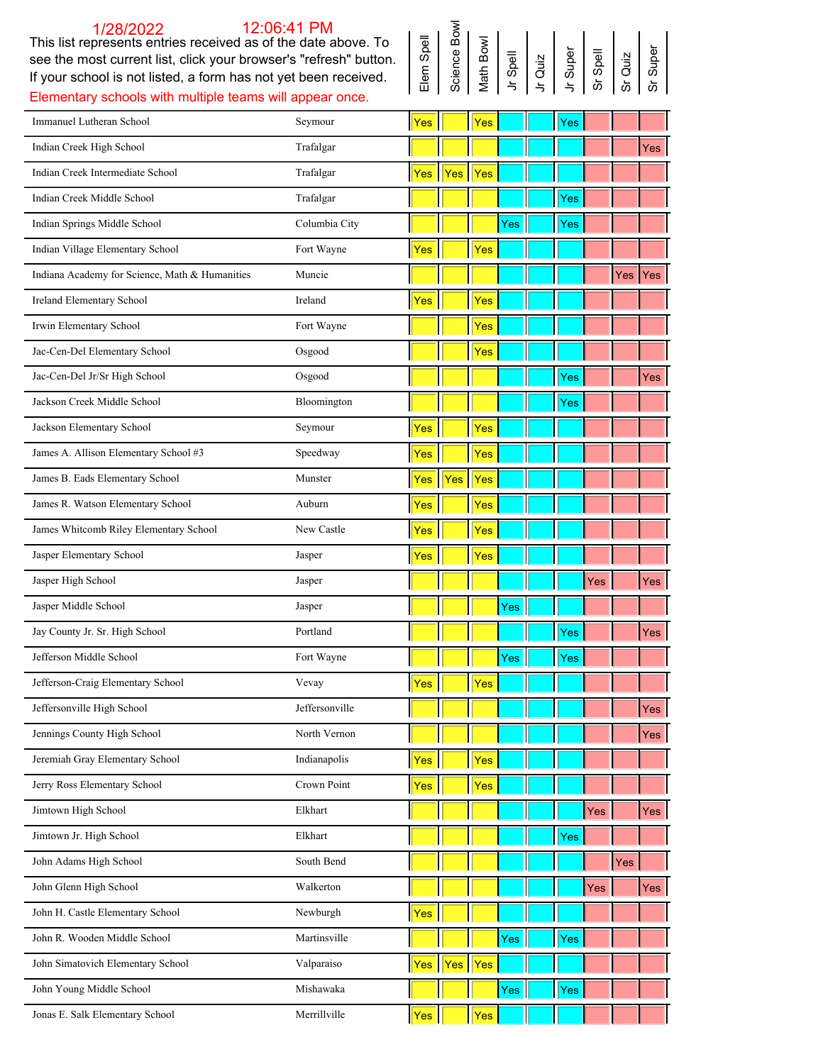1/28/2022 12:06:41 PM

This list represents entries received as of the date above. To see the most current list, click your browser's "refresh" button. If your school is not listed, a form has not yet been received.

Elementary schools with multiple teams will appear once.

| | | Elem Spell | Science Bowl | Math Bowl | Jr Spell | Jr Quiz | Jr Super | Sr Spell | Sr Quiz | Sr Super |
|---|---|---|---|---|---|---|---|---|---|---|
| Immanuel Lutheran School | Seymour | Yes | | Yes | | | Yes | | | |
| Indian Creek High School | Trafalgar | | | | | | | | | Yes |
| Indian Creek Intermediate School | Trafalgar | Yes | Yes | Yes | | | | | | |
| Indian Creek Middle School | Trafalgar | | | | | | Yes | | | |
| Indian Springs Middle School | Columbia City | | | | Yes | | Yes | | | |
| Indian Village Elementary School | Fort Wayne | Yes | | Yes | | | | | | |
| Indiana Academy for Science, Math & Humanities | Muncie | | | | | | | | Yes | Yes |
| Ireland Elementary School | Ireland | Yes | | Yes | | | | | | |
| Irwin Elementary School | Fort Wayne | | | Yes | | | | | | |
| Jac-Cen-Del Elementary School | Osgood | | | Yes | | | | | | |
| Jac-Cen-Del Jr/Sr High School | Osgood | | | | | | Yes | | | Yes |
| Jackson Creek Middle School | Bloomington | | | | | | Yes | | | |
| Jackson Elementary School | Seymour | Yes | | Yes | | | | | | |
| James A. Allison Elementary School #3 | Speedway | Yes | | Yes | | | | | | |
| James B. Eads Elementary School | Munster | Yes | Yes | Yes | | | | | | |
| James R. Watson Elementary School | Auburn | Yes | | Yes | | | | | | |
| James Whitcomb Riley Elementary School | New Castle | Yes | | Yes | | | | | | |
| Jasper Elementary School | Jasper | Yes | | Yes | | | | | | |
| Jasper High School | Jasper | | | | | | | Yes | | Yes |
| Jasper Middle School | Jasper | | | | Yes | | | | | |
| Jay County Jr. Sr. High School | Portland | | | | | | Yes | | | Yes |
| Jefferson Middle School | Fort Wayne | | | | Yes | | Yes | | | |
| Jefferson-Craig Elementary School | Vevay | Yes | | Yes | | | | | | |
| Jeffersonville High School | Jeffersonville | | | | | | | | | Yes |
| Jennings County High School | North Vernon | | | | | | | | | Yes |
| Jeremiah Gray Elementary School | Indianapolis | Yes | | Yes | | | | | | |
| Jerry Ross Elementary School | Crown Point | Yes | | Yes | | | | | | |
| Jimtown High School | Elkhart | | | | | | | Yes | | Yes |
| Jimtown Jr. High School | Elkhart | | | | | | Yes | | | |
| John Adams High School | South Bend | | | | | | | | Yes | |
| John Glenn High School | Walkerton | | | | | | | Yes | | Yes |
| John H. Castle Elementary School | Newburgh | Yes | | | | | | | | |
| John R. Wooden Middle School | Martinsville | | | | Yes | | Yes | | | |
| John Simatovich Elementary School | Valparaiso | Yes | Yes | Yes | | | | | | |
| John Young Middle School | Mishawaka | | | | Yes | | Yes | | | |
| Jonas E. Salk Elementary School | Merrillville | Yes | | Yes | | | | | | |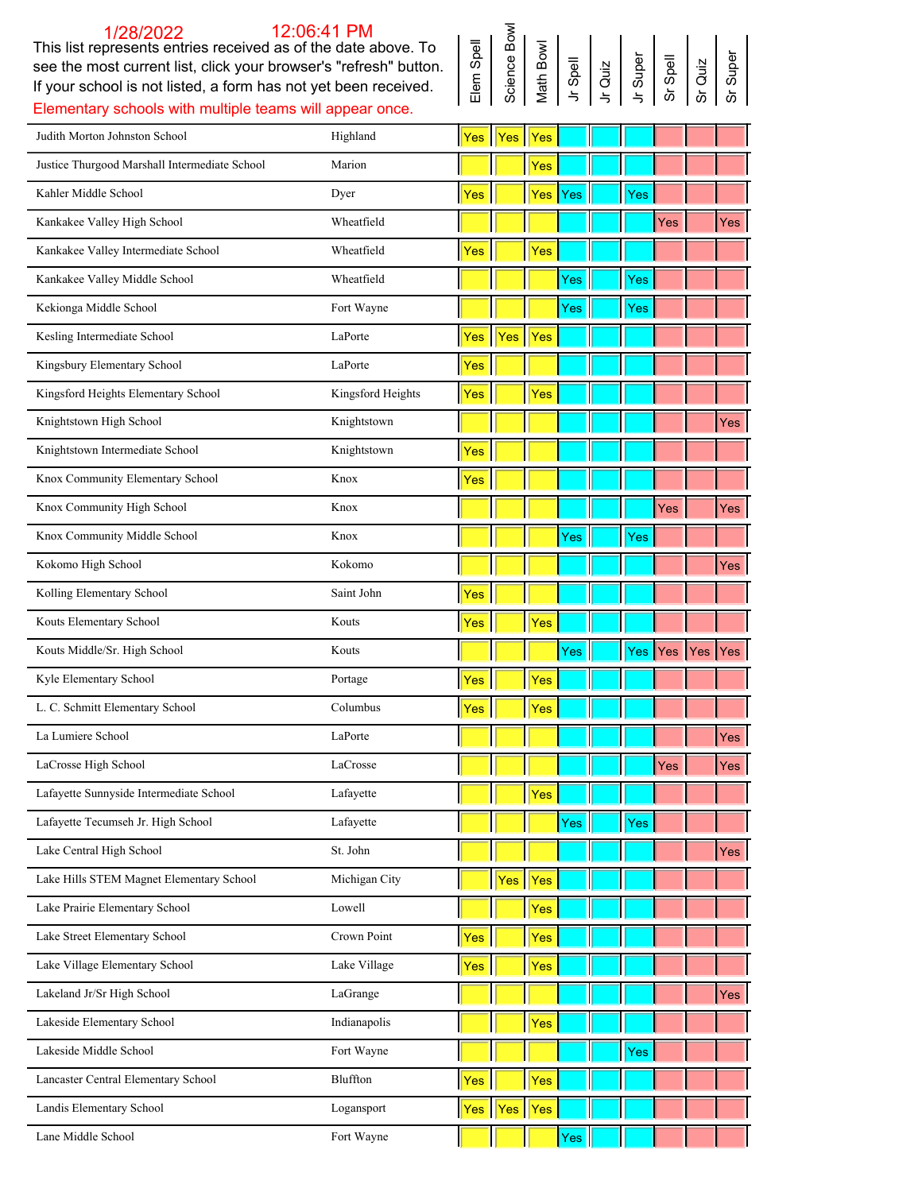1/28/2022 12:06:41 PM

This list represents entries received as of the date above. To see the most current list, click your browser's "refresh" button. If your school is not listed, a form has not yet been received.

Elementary schools with multiple teams will appear once.

| | | Elem Spell | Science Bowl | Math Bowl | Jr Spell | Jr Quiz | Jr Super | Sr Spell | Sr Quiz | Sr Super |
|---|---|---|---|---|---|---|---|---|---|---|
| Judith Morton Johnston School | Highland | Yes | Yes | Yes | | | | | | |
| Justice Thurgood Marshall Intermediate School | Marion | | | Yes | | | | | | |
| Kahler Middle School | Dyer | Yes | | Yes | Yes | | Yes | | | |
| Kankakee Valley High School | Wheatfield | | | | | | | Yes | | Yes |
| Kankakee Valley Intermediate School | Wheatfield | Yes | | Yes | | | | | | |
| Kankakee Valley Middle School | Wheatfield | | | | Yes | | Yes | | | |
| Kekionga Middle School | Fort Wayne | | | | Yes | | Yes | | | |
| Kesling Intermediate School | LaPorte | Yes | Yes | Yes | | | | | | |
| Kingsbury Elementary School | LaPorte | Yes | | | | | | | | |
| Kingsford Heights Elementary School | Kingsford Heights | Yes | | Yes | | | | | | |
| Knightstown High School | Knightstown | | | | | | | | | Yes |
| Knightstown Intermediate School | Knightstown | Yes | | | | | | | | |
| Knox Community Elementary School | Knox | Yes | | | | | | | | |
| Knox Community High School | Knox | | | | | | | Yes | | Yes |
| Knox Community Middle School | Knox | | | | Yes | | Yes | | | |
| Kokomo High School | Kokomo | | | | | | | | | Yes |
| Kolling Elementary School | Saint John | Yes | | | | | | | | |
| Kouts Elementary School | Kouts | Yes | | Yes | | | | | | |
| Kouts Middle/Sr. High School | Kouts | | | | Yes | | Yes | Yes | Yes | Yes |
| Kyle Elementary School | Portage | Yes | | Yes | | | | | | |
| L. C. Schmitt Elementary School | Columbus | Yes | | Yes | | | | | | |
| La Lumiere School | LaPorte | | | | | | | | | Yes |
| LaCrosse High School | LaCrosse | | | | | | | Yes | | Yes |
| Lafayette Sunnyside Intermediate School | Lafayette | | | Yes | | | | | | |
| Lafayette Tecumseh Jr. High School | Lafayette | | | | Yes | | Yes | | | |
| Lake Central High School | St. John | | | | | | | | | Yes |
| Lake Hills STEM Magnet Elementary School | Michigan City | | Yes | Yes | | | | | | |
| Lake Prairie Elementary School | Lowell | | | Yes | | | | | | |
| Lake Street Elementary School | Crown Point | Yes | | Yes | | | | | | |
| Lake Village Elementary School | Lake Village | Yes | | Yes | | | | | | |
| Lakeland Jr/Sr High School | LaGrange | | | | | | | | | Yes |
| Lakeside Elementary School | Indianapolis | | | Yes | | | | | | |
| Lakeside Middle School | Fort Wayne | | | | | | Yes | | | |
| Lancaster Central Elementary School | Bluffton | Yes | | Yes | | | | | | |
| Landis Elementary School | Logansport | Yes | Yes | Yes | | | | | | |
| Lane Middle School | Fort Wayne | | | | Yes | | | | | |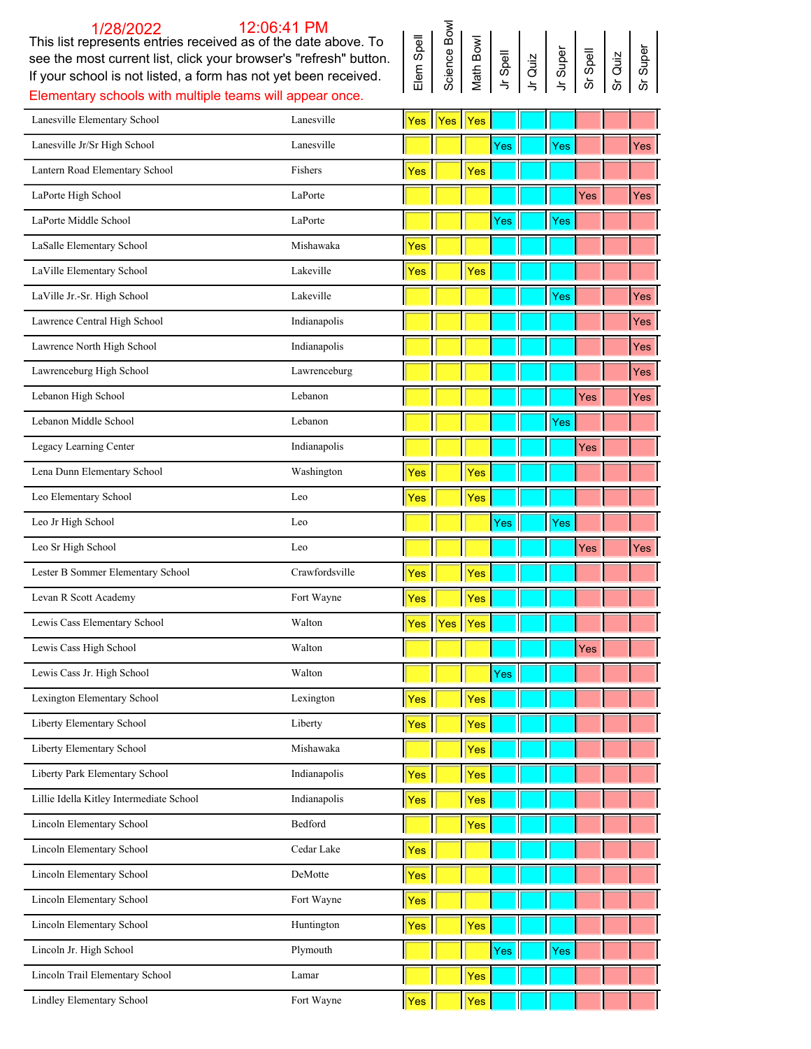1/28/2022 12:06:41 PM

This list represents entries received as of the date above. To see the most current list, click your browser's "refresh" button. If your school is not listed, a form has not yet been received.

Elementary schools with multiple teams will appear once.

| School | City | Elem Spell | Science Bowl | Math Bowl | Jr Spell | Jr Quiz | Jr Super | Sr Spell | Sr Quiz | Sr Super |
|---|---|---|---|---|---|---|---|---|---|---|
| Lanesville Elementary School | Lanesville | Yes | Yes | Yes | | | | | | |
| Lanesville Jr/Sr High School | Lanesville | | | | Yes | | Yes | | | Yes |
| Lantern Road Elementary School | Fishers | Yes | | Yes | | | | | | |
| LaPorte High School | LaPorte | | | | | | | Yes | | Yes |
| LaPorte Middle School | LaPorte | | | | Yes | | Yes | | | |
| LaSalle Elementary School | Mishawaka | Yes | | | | | | | | |
| LaVille Elementary School | Lakeville | Yes | | Yes | | | | | | |
| LaVille Jr.-Sr. High School | Lakeville | | | | | | Yes | | | Yes |
| Lawrence Central High School | Indianapolis | | | | | | | | | Yes |
| Lawrence North High School | Indianapolis | | | | | | | | | Yes |
| Lawrenceburg High School | Lawrenceburg | | | | | | | | | Yes |
| Lebanon High School | Lebanon | | | | | | | Yes | | Yes |
| Lebanon Middle School | Lebanon | | | | | | Yes | | | |
| Legacy Learning Center | Indianapolis | | | | | | | Yes | | |
| Lena Dunn Elementary School | Washington | Yes | | Yes | | | | | | |
| Leo Elementary School | Leo | Yes | | Yes | | | | | | |
| Leo Jr High School | Leo | | | | Yes | | Yes | | | |
| Leo Sr High School | Leo | | | | | | | Yes | | Yes |
| Lester B Sommer Elementary School | Crawfordsville | Yes | | Yes | | | | | | |
| Levan R Scott Academy | Fort Wayne | Yes | | Yes | | | | | | |
| Lewis Cass Elementary School | Walton | Yes | Yes | Yes | | | | | | |
| Lewis Cass High School | Walton | | | | | | | Yes | | |
| Lewis Cass Jr. High School | Walton | | | | Yes | | | | | |
| Lexington Elementary School | Lexington | Yes | | Yes | | | | | | |
| Liberty Elementary School | Liberty | Yes | | Yes | | | | | | |
| Liberty Elementary School | Mishawaka | | | Yes | | | | | | |
| Liberty Park Elementary School | Indianapolis | Yes | | Yes | | | | | | |
| Lillie Idella Kitley Intermediate School | Indianapolis | Yes | | Yes | | | | | | |
| Lincoln Elementary School | Bedford | | | Yes | | | | | | |
| Lincoln Elementary School | Cedar Lake | Yes | | | | | | | | |
| Lincoln Elementary School | DeMotte | Yes | | | | | | | | |
| Lincoln Elementary School | Fort Wayne | Yes | | | | | | | | |
| Lincoln Elementary School | Huntington | Yes | | Yes | | | | | | |
| Lincoln Jr. High School | Plymouth | | | | Yes | | Yes | | | |
| Lincoln Trail Elementary School | Lamar | | | Yes | | | | | | |
| Lindley Elementary School | Fort Wayne | Yes | | Yes | | | | | | |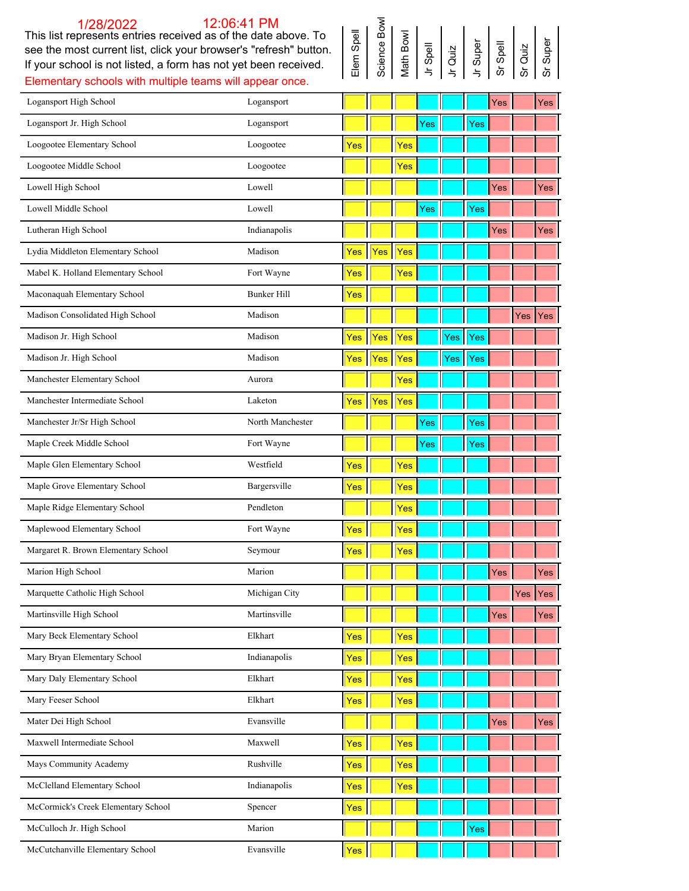1/28/2022 12:06:41 PM

This list represents entries received as of the date above. To see the most current list, click your browser's "refresh" button. If your school is not listed, a form has not yet been received.

Elementary schools with multiple teams will appear once.

| School | City | Elem Spell | Science Bowl | Math Bowl | Jr Spell | Jr Quiz | Jr Super | Sr Spell | Sr Quiz | Sr Super |
|---|---|---|---|---|---|---|---|---|---|---|
| Logansport High School | Logansport | | | | | | | Yes | | Yes |
| Logansport Jr. High School | Logansport | | | | Yes | | Yes | | | |
| Loogootee Elementary School | Loogootee | Yes | | Yes | | | | | | |
| Loogootee Middle School | Loogootee | | | Yes | | | | | | |
| Lowell High School | Lowell | | | | | | | Yes | | Yes |
| Lowell Middle School | Lowell | | | | Yes | | Yes | | | |
| Lutheran High School | Indianapolis | | | | | | | Yes | | Yes |
| Lydia Middleton Elementary School | Madison | Yes | Yes | Yes | | | | | | |
| Mabel K. Holland Elementary School | Fort Wayne | Yes | | Yes | | | | | | |
| Maconaquah Elementary School | Bunker Hill | Yes | | | | | | | | |
| Madison Consolidated High School | Madison | | | | | | | | Yes | Yes |
| Madison Jr. High School | Madison | Yes | Yes | Yes | | Yes | Yes | | | |
| Madison Jr. High School | Madison | Yes | Yes | Yes | | Yes | Yes | | | |
| Manchester Elementary School | Aurora | | | Yes | | | | | | |
| Manchester Intermediate School | Laketon | Yes | Yes | Yes | | | | | | |
| Manchester Jr/Sr High School | North Manchester | | | | Yes | | Yes | | | |
| Maple Creek Middle School | Fort Wayne | | | | Yes | | Yes | | | |
| Maple Glen Elementary School | Westfield | Yes | | Yes | | | | | | |
| Maple Grove Elementary School | Bargersville | Yes | | Yes | | | | | | |
| Maple Ridge Elementary School | Pendleton | | | Yes | | | | | | |
| Maplewood Elementary School | Fort Wayne | Yes | | Yes | | | | | | |
| Margaret R. Brown Elementary School | Seymour | Yes | | Yes | | | | | | |
| Marion High School | Marion | | | | | | | Yes | | Yes |
| Marquette Catholic High School | Michigan City | | | | | | | | Yes | Yes |
| Martinsville High School | Martinsville | | | | | | | Yes | | Yes |
| Mary Beck Elementary School | Elkhart | Yes | | Yes | | | | | | |
| Mary Bryan Elementary School | Indianapolis | Yes | | Yes | | | | | | |
| Mary Daly Elementary School | Elkhart | Yes | | Yes | | | | | | |
| Mary Feeser School | Elkhart | Yes | | Yes | | | | | | |
| Mater Dei High School | Evansville | | | | | | | Yes | | Yes |
| Maxwell Intermediate School | Maxwell | Yes | | Yes | | | | | | |
| Mays Community Academy | Rushville | Yes | | Yes | | | | | | |
| McClelland Elementary School | Indianapolis | Yes | | Yes | | | | | | |
| McCormick's Creek Elementary School | Spencer | Yes | | | | | | | | |
| McCulloch Jr. High School | Marion | | | | | | Yes | | | |
| McCutchanville Elementary School | Evansville | Yes | | | | | | | | |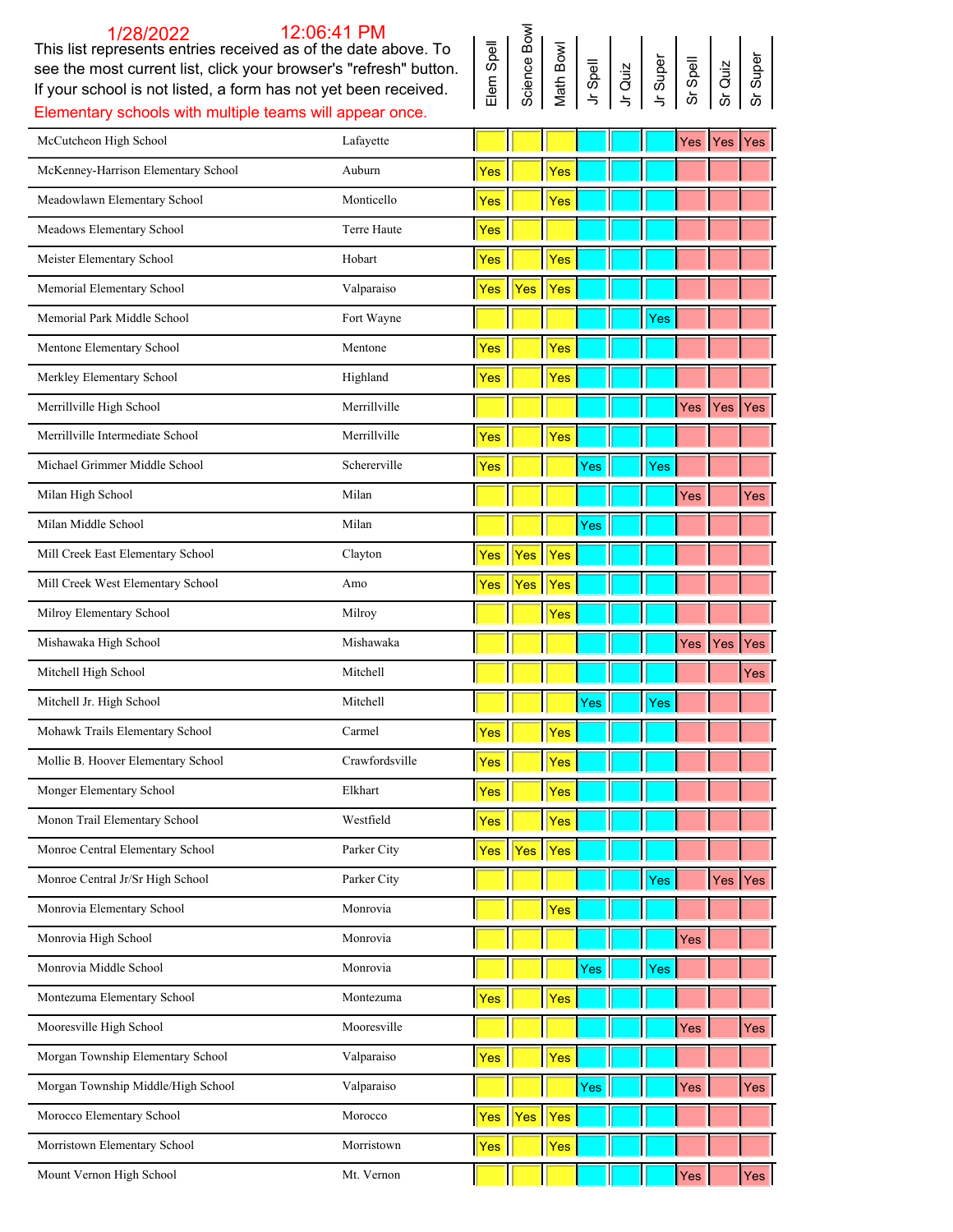1/28/2022 12:06:41 PM

This list represents entries received as of the date above. To see the most current list, click your browser's "refresh" button. If your school is not listed, a form has not yet been received.

Elementary schools with multiple teams will appear once.

| School | City | Elem Spell | Science Bowl | Math Bowl | Jr Spell | Jr Quiz | Jr Super | Sr Spell | Sr Quiz | Sr Super |
|---|---|---|---|---|---|---|---|---|---|---|
| McCutcheon High School | Lafayette | | | | | | | Yes | Yes | Yes |
| McKenney-Harrison Elementary School | Auburn | Yes | | Yes | | | | | | |
| Meadowlawn Elementary School | Monticello | Yes | | Yes | | | | | | |
| Meadows Elementary School | Terre Haute | Yes | | | | | | | | |
| Meister Elementary School | Hobart | Yes | | Yes | | | | | | |
| Memorial Elementary School | Valparaiso | Yes | Yes | Yes | | | | | | |
| Memorial Park Middle School | Fort Wayne | | | | | | Yes | | | |
| Mentone Elementary School | Mentone | Yes | | Yes | | | | | | |
| Merkley Elementary School | Highland | Yes | | Yes | | | | | | |
| Merrillville High School | Merrillville | | | | | | | Yes | Yes | Yes |
| Merrillville Intermediate School | Merrillville | Yes | | Yes | | | | | | |
| Michael Grimmer Middle School | Schererville | Yes | | | Yes | | Yes | | | |
| Milan High School | Milan | | | | | | | Yes | | Yes |
| Milan Middle School | Milan | | | | Yes | | | | | |
| Mill Creek East Elementary School | Clayton | Yes | Yes | Yes | | | | | | |
| Mill Creek West Elementary School | Amo | Yes | Yes | Yes | | | | | | |
| Milroy Elementary School | Milroy | | | Yes | | | | | | |
| Mishawaka High School | Mishawaka | | | | | | | Yes | Yes | Yes |
| Mitchell High School | Mitchell | | | | | | | | | Yes |
| Mitchell Jr. High School | Mitchell | | | | Yes | | Yes | | | |
| Mohawk Trails Elementary School | Carmel | Yes | | Yes | | | | | | |
| Mollie B. Hoover Elementary School | Crawfordsville | Yes | | Yes | | | | | | |
| Monger Elementary School | Elkhart | Yes | | Yes | | | | | | |
| Monon Trail Elementary School | Westfield | Yes | | Yes | | | | | | |
| Monroe Central Elementary School | Parker City | Yes | Yes | Yes | | | | | | |
| Monroe Central Jr/Sr High School | Parker City | | | | | | Yes | | Yes | Yes |
| Monrovia Elementary School | Monrovia | | | Yes | | | | | | |
| Monrovia High School | Monrovia | | | | | | | Yes | | |
| Monrovia Middle School | Monrovia | | | | Yes | | Yes | | | |
| Montezuma Elementary School | Montezuma | Yes | | Yes | | | | | | |
| Mooresville High School | Mooresville | | | | | | | Yes | | Yes |
| Morgan Township Elementary School | Valparaiso | Yes | | Yes | | | | | | |
| Morgan Township Middle/High School | Valparaiso | | | | Yes | | | Yes | | Yes |
| Morocco Elementary School | Morocco | Yes | Yes | Yes | | | | | | |
| Morristown Elementary School | Morristown | Yes | | Yes | | | | | | |
| Mount Vernon High School | Mt. Vernon | | | | | | | Yes | | Yes |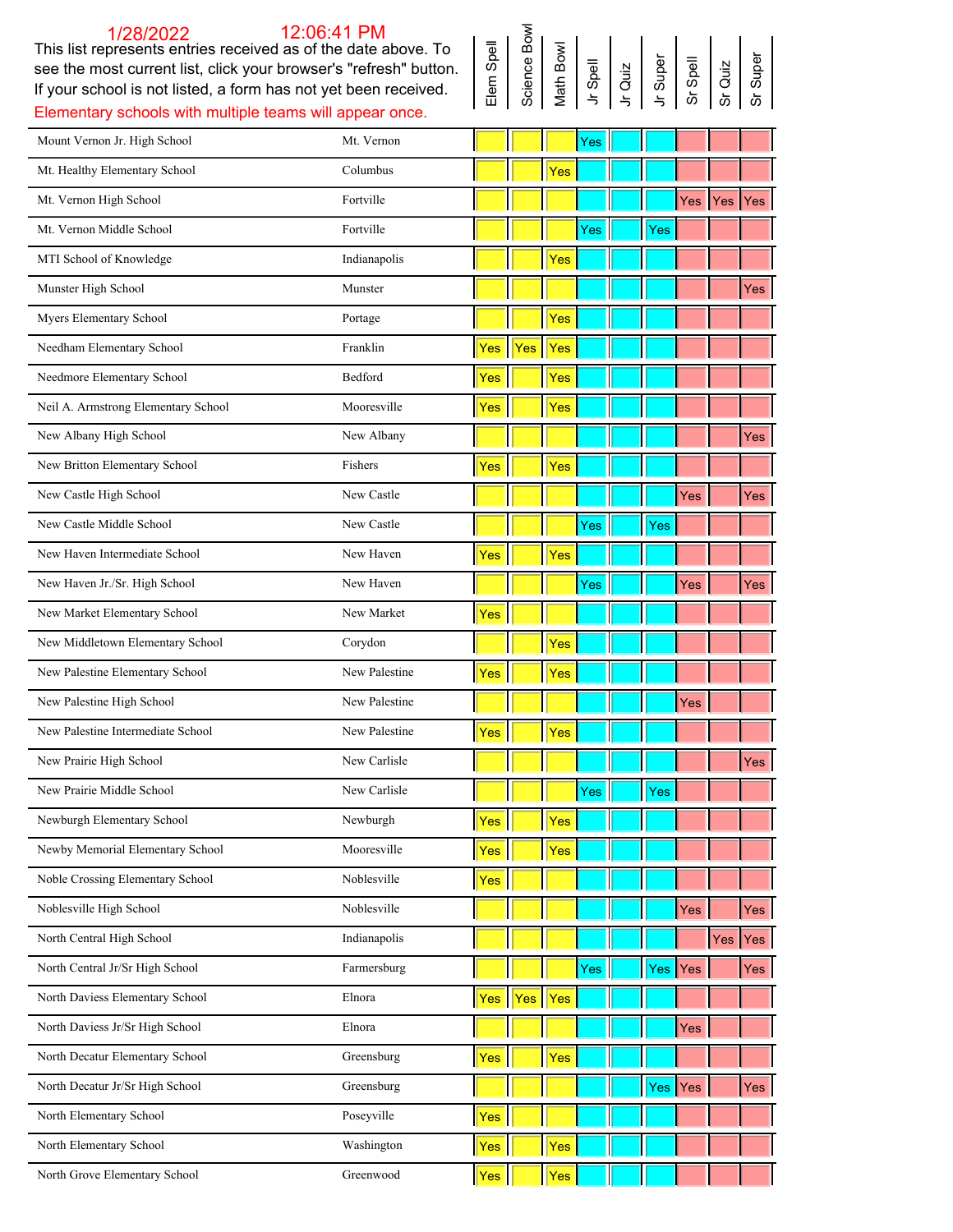1/28/2022 12:06:41 PM

This list represents entries received as of the date above. To see the most current list, click your browser's "refresh" button. If your school is not listed, a form has not yet been received.

Elementary schools with multiple teams will appear once.

| | | Elem Spell | Science Bowl | Math Bowl | Jr Spell | Jr Quiz | Jr Super | Sr Spell | Sr Quiz | Sr Super |
|---|---|---|---|---|---|---|---|---|---|---|
| Mount Vernon Jr. High School | Mt. Vernon | | | | Yes | | | | | |
| Mt. Healthy Elementary School | Columbus | | | Yes | | | | | | |
| Mt. Vernon High School | Fortville | | | | | | | Yes | Yes | Yes |
| Mt. Vernon Middle School | Fortville | | | | Yes | | Yes | | | |
| MTI School of Knowledge | Indianapolis | | | Yes | | | | | | |
| Munster High School | Munster | | | | | | | | | Yes |
| Myers Elementary School | Portage | | | Yes | | | | | | |
| Needham Elementary School | Franklin | Yes | Yes | Yes | | | | | | |
| Needmore Elementary School | Bedford | Yes | | Yes | | | | | | |
| Neil A. Armstrong Elementary School | Mooresville | Yes | | Yes | | | | | | |
| New Albany High School | New Albany | | | | | | | | | Yes |
| New Britton Elementary School | Fishers | Yes | | Yes | | | | | | |
| New Castle High School | New Castle | | | | | | | Yes | | Yes |
| New Castle Middle School | New Castle | | | | Yes | | Yes | | | |
| New Haven Intermediate School | New Haven | Yes | | Yes | | | | | | |
| New Haven Jr./Sr. High School | New Haven | | | | Yes | | | Yes | | Yes |
| New Market Elementary School | New Market | Yes | | | | | | | | |
| New Middletown Elementary School | Corydon | | | Yes | | | | | | |
| New Palestine Elementary School | New Palestine | Yes | | Yes | | | | | | |
| New Palestine High School | New Palestine | | | | | | | Yes | | |
| New Palestine Intermediate School | New Palestine | Yes | | Yes | | | | | | |
| New Prairie High School | New Carlisle | | | | | | | | | Yes |
| New Prairie Middle School | New Carlisle | | | | Yes | | Yes | | | |
| Newburgh Elementary School | Newburgh | Yes | | Yes | | | | | | |
| Newby Memorial Elementary School | Mooresville | Yes | | Yes | | | | | | |
| Noble Crossing Elementary School | Noblesville | Yes | | | | | | | | |
| Noblesville High School | Noblesville | | | | | | | Yes | | Yes |
| North Central High School | Indianapolis | | | | | | | | Yes | Yes |
| North Central Jr/Sr High School | Farmersburg | | | | Yes | | Yes | Yes | | Yes |
| North Daviess Elementary School | Elnora | Yes | Yes | Yes | | | | | | |
| North Daviess Jr/Sr High School | Elnora | | | | | | | Yes | | |
| North Decatur Elementary School | Greensburg | Yes | | Yes | | | | | | |
| North Decatur Jr/Sr High School | Greensburg | | | | | | Yes | Yes | | Yes |
| North Elementary School | Poseyville | Yes | | | | | | | | |
| North Elementary School | Washington | Yes | | Yes | | | | | | |
| North Grove Elementary School | Greenwood | Yes | | Yes | | | | | | |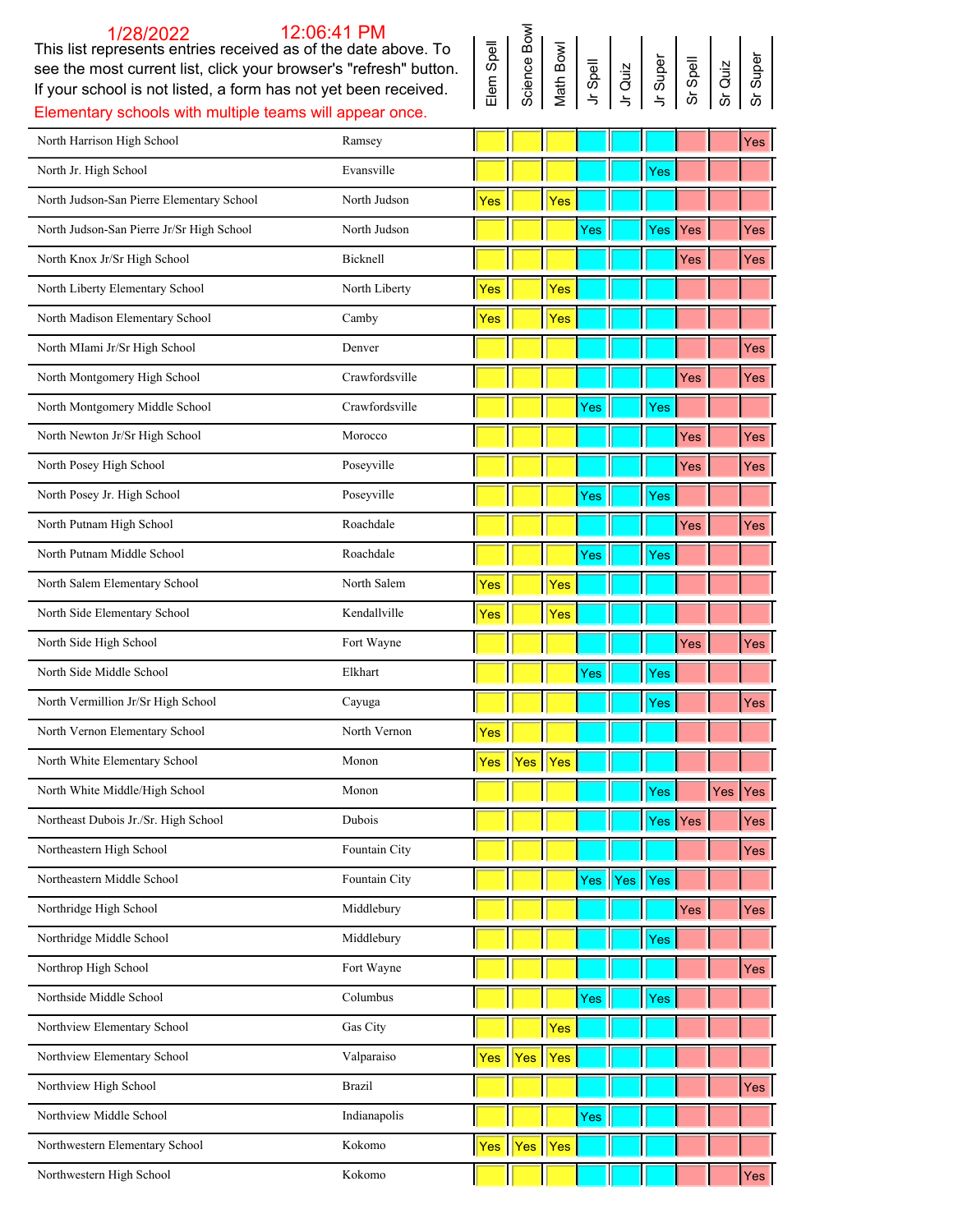1/28/2022 12:06:41 PM

This list represents entries received as of the date above. To see the most current list, click your browser's "refresh" button. If your school is not listed, a form has not yet been received.

Elementary schools with multiple teams will appear once.

| School | City | Elem Spell | Science Bowl | Math Bowl | Jr Spell | Jr Quiz | Jr Super | Sr Spell | Sr Quiz | Sr Super |
|---|---|---|---|---|---|---|---|---|---|---|
| North Harrison High School | Ramsey | | | | | | | | | Yes |
| North Jr. High School | Evansville | | | | | | Yes | | | |
| North Judson-San Pierre Elementary School | North Judson | Yes | | Yes | | | | | | |
| North Judson-San Pierre Jr/Sr High School | North Judson | | | | Yes | | Yes | Yes | | Yes |
| North Knox Jr/Sr High School | Bicknell | | | | | | | Yes | | Yes |
| North Liberty Elementary School | North Liberty | Yes | | Yes | | | | | | |
| North Madison Elementary School | Camby | Yes | | Yes | | | | | | |
| North MIami Jr/Sr High School | Denver | | | | | | | | | Yes |
| North Montgomery High School | Crawfordsville | | | | | | | Yes | | Yes |
| North Montgomery Middle School | Crawfordsville | | | | Yes | | Yes | | | |
| North Newton Jr/Sr High School | Morocco | | | | | | | Yes | | Yes |
| North Posey High School | Poseyville | | | | | | | Yes | | Yes |
| North Posey Jr. High School | Poseyville | | | | Yes | | Yes | | | |
| North Putnam High School | Roachdale | | | | | | | Yes | | Yes |
| North Putnam Middle School | Roachdale | | | | Yes | | Yes | | | |
| North Salem Elementary School | North Salem | Yes | | Yes | | | | | | |
| North Side Elementary School | Kendallville | Yes | | Yes | | | | | | |
| North Side High School | Fort Wayne | | | | | | | Yes | | Yes |
| North Side Middle School | Elkhart | | | | Yes | | Yes | | | |
| North Vermillion Jr/Sr High School | Cayuga | | | | | | Yes | | | Yes |
| North Vernon Elementary School | North Vernon | Yes | | | | | | | | |
| North White Elementary School | Monon | Yes | Yes | Yes | | | | | | |
| North White Middle/High School | Monon | | | | | | Yes | | Yes | Yes |
| Northeast Dubois Jr./Sr. High School | Dubois | | | | | | Yes | Yes | | Yes |
| Northeastern High School | Fountain City | | | | | | | | | Yes |
| Northeastern Middle School | Fountain City | | | | Yes | Yes | Yes | | | |
| Northridge High School | Middlebury | | | | | | | Yes | | Yes |
| Northridge Middle School | Middlebury | | | | | | Yes | | | |
| Northrop High School | Fort Wayne | | | | | | | | | Yes |
| Northside Middle School | Columbus | | | | Yes | | Yes | | | |
| Northview Elementary School | Gas City | | | Yes | | | | | | |
| Northview Elementary School | Valparaiso | Yes | Yes | Yes | | | | | | |
| Northview High School | Brazil | | | | | | | | | Yes |
| Northview Middle School | Indianapolis | | | | Yes | | | | | |
| Northwestern Elementary School | Kokomo | Yes | Yes | Yes | | | | | | |
| Northwestern High School | Kokomo | | | | | | | | | Yes |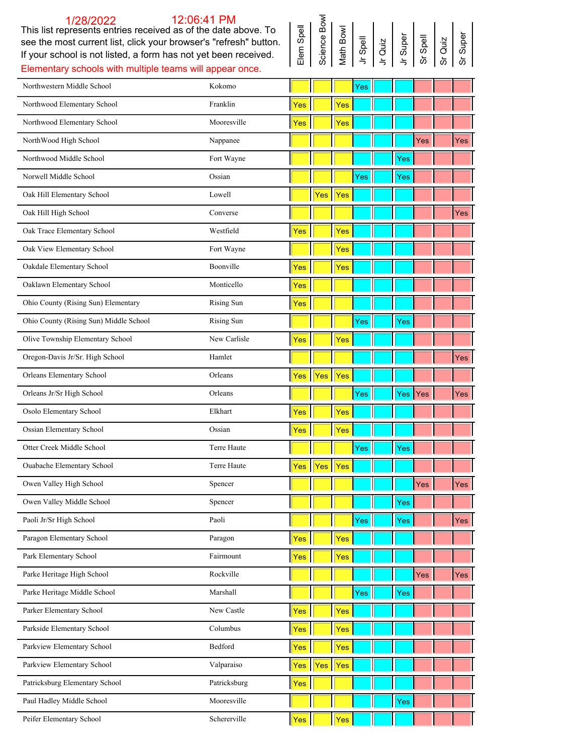1/28/2022 12:06:41 PM

This list represents entries received as of the date above. To see the most current list, click your browser's "refresh" button. If your school is not listed, a form has not yet been received.

Elementary schools with multiple teams will appear once.

| | | Elem Spell | Science Bowl | Math Bowl | Jr Spell | Jr Quiz | Jr Super | Sr Spell | Sr Quiz | Sr Super |
|---|---|---|---|---|---|---|---|---|---|---|
| Northwestern Middle School | Kokomo | | | | Yes | | | | | |
| Northwood Elementary School | Franklin | Yes | | Yes | | | | | | |
| Northwood Elementary School | Mooresville | Yes | | Yes | | | | | | |
| NorthWood High School | Nappanee | | | | | | | Yes | | Yes |
| Northwood Middle School | Fort Wayne | | | | | | Yes | | | |
| Norwell Middle School | Ossian | | | | Yes | | Yes | | | |
| Oak Hill Elementary School | Lowell | | Yes | Yes | | | | | | |
| Oak Hill High School | Converse | | | | | | | | | Yes |
| Oak Trace Elementary School | Westfield | Yes | | Yes | | | | | | |
| Oak View Elementary School | Fort Wayne | | | Yes | | | | | | |
| Oakdale Elementary School | Boonville | Yes | | Yes | | | | | | |
| Oaklawn Elementary School | Monticello | Yes | | | | | | | | |
| Ohio County (Rising Sun) Elementary | Rising Sun | Yes | | | | | | | | |
| Ohio County (Rising Sun) Middle School | Rising Sun | | | | Yes | | Yes | | | |
| Olive Township Elementary School | New Carlisle | Yes | | Yes | | | | | | |
| Oregon-Davis Jr/Sr. High School | Hamlet | | | | | | | | | Yes |
| Orleans Elementary School | Orleans | Yes | Yes | Yes | | | | | | |
| Orleans Jr/Sr High School | Orleans | | | | Yes | | Yes | Yes | | Yes |
| Osolo Elementary School | Elkhart | Yes | | Yes | | | | | | |
| Ossian Elementary School | Ossian | Yes | | Yes | | | | | | |
| Otter Creek Middle School | Terre Haute | | | | Yes | | Yes | | | |
| Ouabache Elementary School | Terre Haute | Yes | Yes | Yes | | | | | | |
| Owen Valley High School | Spencer | | | | | | | Yes | | Yes |
| Owen Valley Middle School | Spencer | | | | | | Yes | | | |
| Paoli Jr/Sr High School | Paoli | | | | Yes | | Yes | | | Yes |
| Paragon Elementary School | Paragon | Yes | | Yes | | | | | | |
| Park Elementary School | Fairmount | Yes | | Yes | | | | | | |
| Parke Heritage High School | Rockville | | | | | | | Yes | | Yes |
| Parke Heritage Middle School | Marshall | | | | Yes | | Yes | | | |
| Parker Elementary School | New Castle | Yes | | Yes | | | | | | |
| Parkside Elementary School | Columbus | Yes | | Yes | | | | | | |
| Parkview Elementary School | Bedford | Yes | | Yes | | | | | | |
| Parkview Elementary School | Valparaiso | Yes | Yes | Yes | | | | | | |
| Patricksburg Elementary School | Patricksburg | Yes | | | | | | | | |
| Paul Hadley Middle School | Mooresville | | | | | | Yes | | | |
| Peifer Elementary School | Schererville | Yes | | Yes | | | | | | |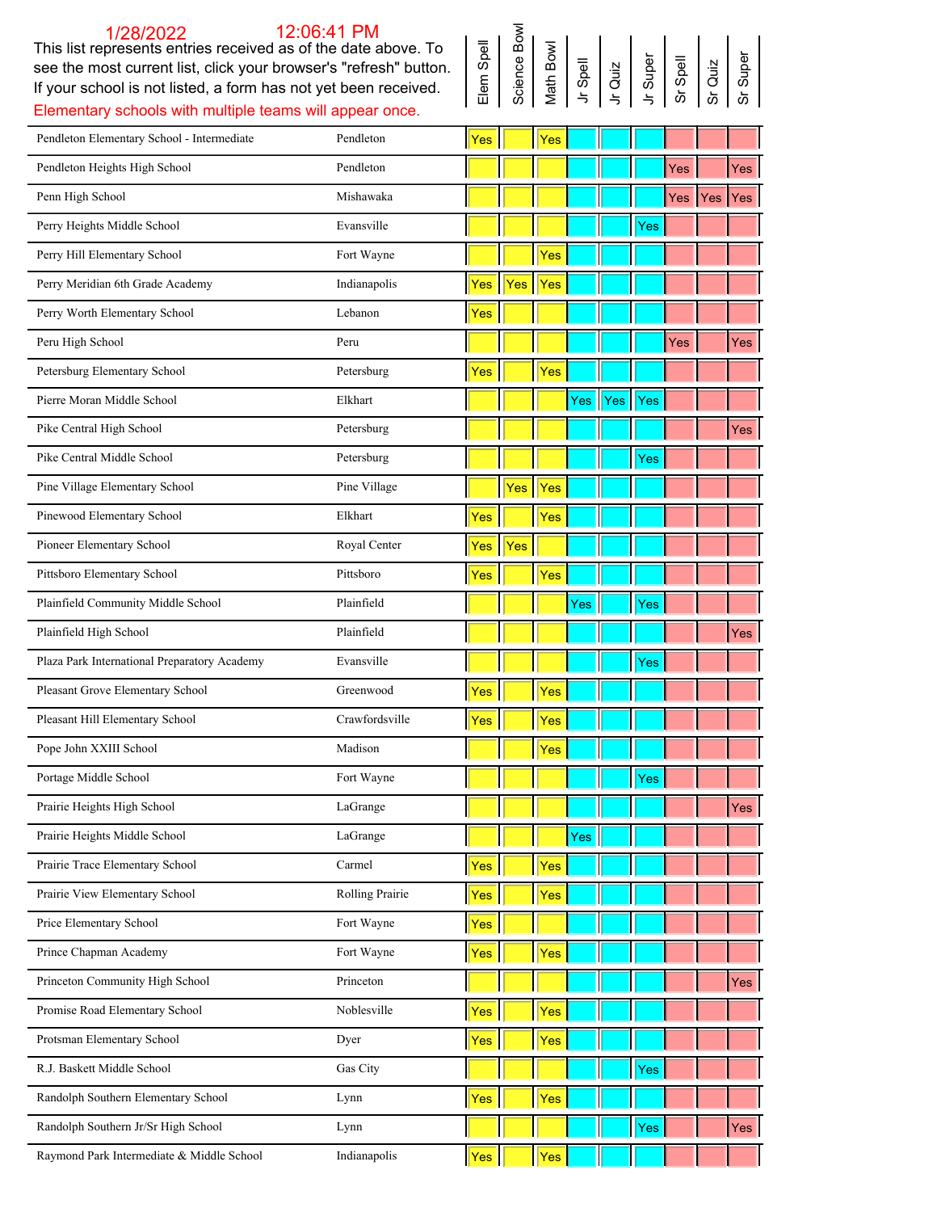1/28/2022 12:06:41 PM

This list represents entries received as of the date above. To see the most current list, click your browser's "refresh" button. If your school is not listed, a form has not yet been received.

Elementary schools with multiple teams will appear once.

| | | Elem Spell | Science Bowl | Math Bowl | Jr Spell | Jr Quiz | Jr Super | Sr Spell | Sr Quiz | Sr Super |
|---|---|---|---|---|---|---|---|---|---|---|
| Pendleton Elementary School - Intermediate | Pendleton | Yes | | Yes | | | | | | |
| Pendleton Heights High School | Pendleton | | | | | | | Yes | | Yes |
| Penn High School | Mishawaka | | | | | | | Yes | Yes | Yes |
| Perry Heights Middle School | Evansville | | | | | | Yes | | | |
| Perry Hill Elementary School | Fort Wayne | | | Yes | | | | | | |
| Perry Meridian 6th Grade Academy | Indianapolis | Yes | Yes | Yes | | | | | | |
| Perry Worth Elementary School | Lebanon | Yes | | | | | | | | |
| Peru High School | Peru | | | | | | | Yes | | Yes |
| Petersburg Elementary School | Petersburg | Yes | | Yes | | | | | | |
| Pierre Moran Middle School | Elkhart | | | | Yes | Yes | Yes | | | |
| Pike Central High School | Petersburg | | | | | | | | | Yes |
| Pike Central Middle School | Petersburg | | | | | | Yes | | | |
| Pine Village Elementary School | Pine Village | | Yes | Yes | | | | | | |
| Pinewood Elementary School | Elkhart | Yes | | Yes | | | | | | |
| Pioneer Elementary School | Royal Center | Yes | Yes | | | | | | | |
| Pittsboro Elementary School | Pittsboro | Yes | | Yes | | | | | | |
| Plainfield Community Middle School | Plainfield | | | | Yes | | Yes | | | |
| Plainfield High School | Plainfield | | | | | | | | | Yes |
| Plaza Park International Preparatory Academy | Evansville | | | | | | Yes | | | |
| Pleasant Grove Elementary School | Greenwood | Yes | | Yes | | | | | | |
| Pleasant Hill Elementary School | Crawfordsville | Yes | | Yes | | | | | | |
| Pope John XXIII School | Madison | | | Yes | | | | | | |
| Portage Middle School | Fort Wayne | | | | | | Yes | | | |
| Prairie Heights High School | LaGrange | | | | | | | | | Yes |
| Prairie Heights Middle School | LaGrange | | | | Yes | | | | | |
| Prairie Trace Elementary School | Carmel | Yes | | Yes | | | | | | |
| Prairie View Elementary School | Rolling Prairie | Yes | | Yes | | | | | | |
| Price Elementary School | Fort Wayne | Yes | | | | | | | | |
| Prince Chapman Academy | Fort Wayne | Yes | | Yes | | | | | | |
| Princeton Community High School | Princeton | | | | | | | | | Yes |
| Promise Road Elementary School | Noblesville | Yes | | Yes | | | | | | |
| Protsman Elementary School | Dyer | Yes | | Yes | | | | | | |
| R.J. Baskett Middle School | Gas City | | | | | | Yes | | | |
| Randolph Southern Elementary School | Lynn | Yes | | Yes | | | | | | |
| Randolph Southern Jr/Sr High School | Lynn | | | | | | Yes | | | Yes |
| Raymond Park Intermediate & Middle School | Indianapolis | Yes | | Yes | | | | | | |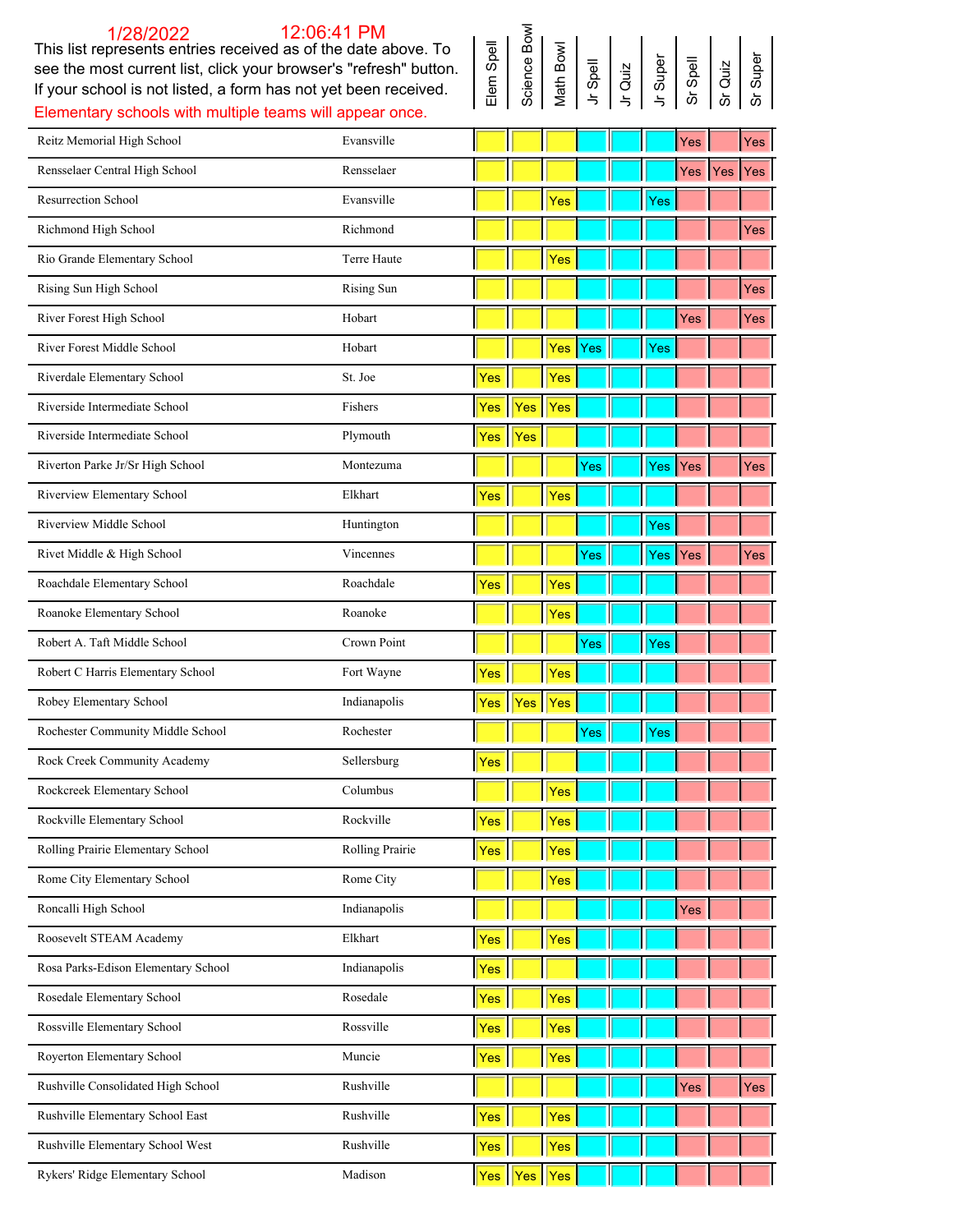1/28/2022 12:06:41 PM

This list represents entries received as of the date above. To see the most current list, click your browser's "refresh" button. If your school is not listed, a form has not yet been received.

Elementary schools with multiple teams will appear once.

| | | Elem Spell | Science Bowl | Math Bowl | Jr Spell | Jr Quiz | Jr Super | Sr Spell | Sr Quiz | Sr Super |
|---|---|---|---|---|---|---|---|---|---|---|
| Reitz Memorial High School | Evansville | | | | | | | Yes | | Yes |
| Rensselaer Central High School | Rensselaer | | | | | | | Yes | Yes | Yes |
| Resurrection School | Evansville | | | Yes | | | Yes | | | |
| Richmond High School | Richmond | | | | | | | | | Yes |
| Rio Grande Elementary School | Terre Haute | | | Yes | | | | | | |
| Rising Sun High School | Rising Sun | | | | | | | | | Yes |
| River Forest High School | Hobart | | | | | | | Yes | | Yes |
| River Forest Middle School | Hobart | | | Yes | Yes | | Yes | | | |
| Riverdale Elementary School | St. Joe | Yes | | Yes | | | | | | |
| Riverside Intermediate School | Fishers | Yes | Yes | Yes | | | | | | |
| Riverside Intermediate School | Plymouth | Yes | Yes | | | | | | | |
| Riverton Parke Jr/Sr High School | Montezuma | | | | Yes | | Yes | Yes | | Yes |
| Riverview Elementary School | Elkhart | Yes | | Yes | | | | | | |
| Riverview Middle School | Huntington | | | | | | Yes | | | |
| Rivet Middle & High School | Vincennes | | | | Yes | | Yes | Yes | | Yes |
| Roachdale Elementary School | Roachdale | Yes | | Yes | | | | | | |
| Roanoke Elementary School | Roanoke | | | Yes | | | | | | |
| Robert A. Taft Middle School | Crown Point | | | | Yes | | Yes | | | |
| Robert C Harris Elementary School | Fort Wayne | Yes | | Yes | | | | | | |
| Robey Elementary School | Indianapolis | Yes | Yes | Yes | | | | | | |
| Rochester Community Middle School | Rochester | | | | Yes | | Yes | | | |
| Rock Creek Community Academy | Sellersburg | Yes | | | | | | | | |
| Rockcreek Elementary School | Columbus | | | Yes | | | | | | |
| Rockville Elementary School | Rockville | Yes | | Yes | | | | | | |
| Rolling Prairie Elementary School | Rolling Prairie | Yes | | Yes | | | | | | |
| Rome City Elementary School | Rome City | | | Yes | | | | | | |
| Roncalli High School | Indianapolis | | | | | | | Yes | | |
| Roosevelt STEAM Academy | Elkhart | Yes | | Yes | | | | | | |
| Rosa Parks-Edison Elementary School | Indianapolis | Yes | | | | | | | | |
| Rosedale Elementary School | Rosedale | Yes | | Yes | | | | | | |
| Rossville Elementary School | Rossville | Yes | | Yes | | | | | | |
| Royerton Elementary School | Muncie | Yes | | Yes | | | | | | |
| Rushville Consolidated High School | Rushville | | | | | | | Yes | | Yes |
| Rushville Elementary School East | Rushville | Yes | | Yes | | | | | | |
| Rushville Elementary School West | Rushville | Yes | | Yes | | | | | | |
| Rykers' Ridge Elementary School | Madison | Yes | Yes | Yes | | | | | | |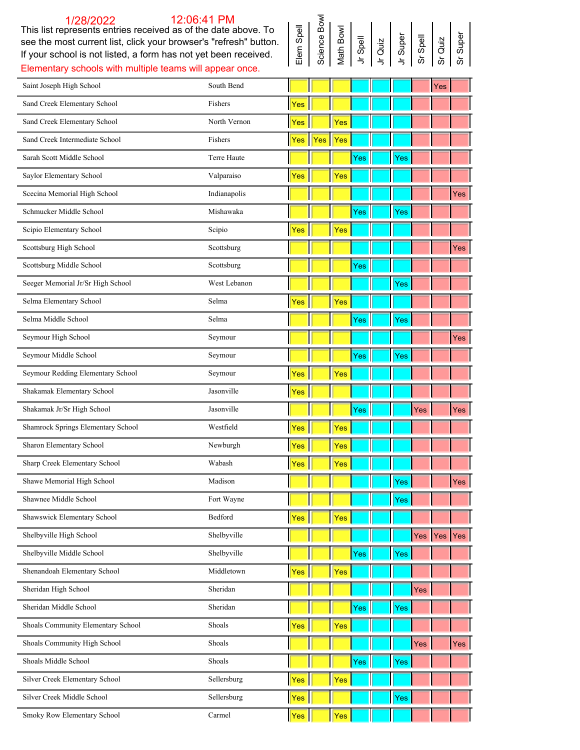1/28/2022 12:06:41 PM

This list represents entries received as of the date above. To see the most current list, click your browser's "refresh" button. If your school is not listed, a form has not yet been received.

Elementary schools with multiple teams will appear once.

| School | City | Elem Spell | Science Bowl | Math Bowl | Jr Spell | Jr Quiz | Jr Super | Sr Spell | Sr Quiz | Sr Super |
|---|---|---|---|---|---|---|---|---|---|---|
| Saint Joseph High School | South Bend | | | | | | | | Yes | |
| Sand Creek Elementary School | Fishers | Yes | | | | | | | | |
| Sand Creek Elementary School | North Vernon | Yes | | Yes | | | | | | |
| Sand Creek Intermediate School | Fishers | Yes | Yes | Yes | | | | | | |
| Sarah Scott Middle School | Terre Haute | | | | Yes | | Yes | | | |
| Saylor Elementary School | Valparaiso | Yes | | Yes | | | | | | |
| Scecina Memorial High School | Indianapolis | | | | | | | | | Yes |
| Schmucker Middle School | Mishawaka | | | | Yes | | Yes | | | |
| Scipio Elementary School | Scipio | Yes | | Yes | | | | | | |
| Scottsburg High School | Scottsburg | | | | | | | | | Yes |
| Scottsburg Middle School | Scottsburg | | | | Yes | | | | | |
| Seeger Memorial Jr/Sr High School | West Lebanon | | | | | | Yes | | | |
| Selma Elementary School | Selma | Yes | | Yes | | | | | | |
| Selma Middle School | Selma | | | | Yes | | Yes | | | |
| Seymour High School | Seymour | | | | | | | | | Yes |
| Seymour Middle School | Seymour | | | | Yes | | Yes | | | |
| Seymour Redding Elementary School | Seymour | Yes | | Yes | | | | | | |
| Shakamak Elementary School | Jasonville | Yes | | | | | | | | |
| Shakamak Jr/Sr High School | Jasonville | | | | Yes | | | Yes | | Yes |
| Shamrock Springs Elementary School | Westfield | Yes | | Yes | | | | | | |
| Sharon Elementary School | Newburgh | Yes | | Yes | | | | | | |
| Sharp Creek Elementary School | Wabash | Yes | | Yes | | | | | | |
| Shawe Memorial High School | Madison | | | | | | Yes | | | Yes |
| Shawnee Middle School | Fort Wayne | | | | | | Yes | | | |
| Shawswick Elementary School | Bedford | Yes | | Yes | | | | | | |
| Shelbyville High School | Shelbyville | | | | | | | Yes | Yes | Yes |
| Shelbyville Middle School | Shelbyville | | | | Yes | | Yes | | | |
| Shenandoah Elementary School | Middletown | Yes | | Yes | | | | | | |
| Sheridan High School | Sheridan | | | | | | | Yes | | |
| Sheridan Middle School | Sheridan | | | | Yes | | Yes | | | |
| Shoals Community Elementary School | Shoals | Yes | | Yes | | | | | | |
| Shoals Community High School | Shoals | | | | | | | Yes | | Yes |
| Shoals Middle School | Shoals | | | | Yes | | Yes | | | |
| Silver Creek Elementary School | Sellersburg | Yes | | Yes | | | | | | |
| Silver Creek Middle School | Sellersburg | Yes | | | | | Yes | | | |
| Smoky Row Elementary School | Carmel | Yes | | Yes | | | | | | |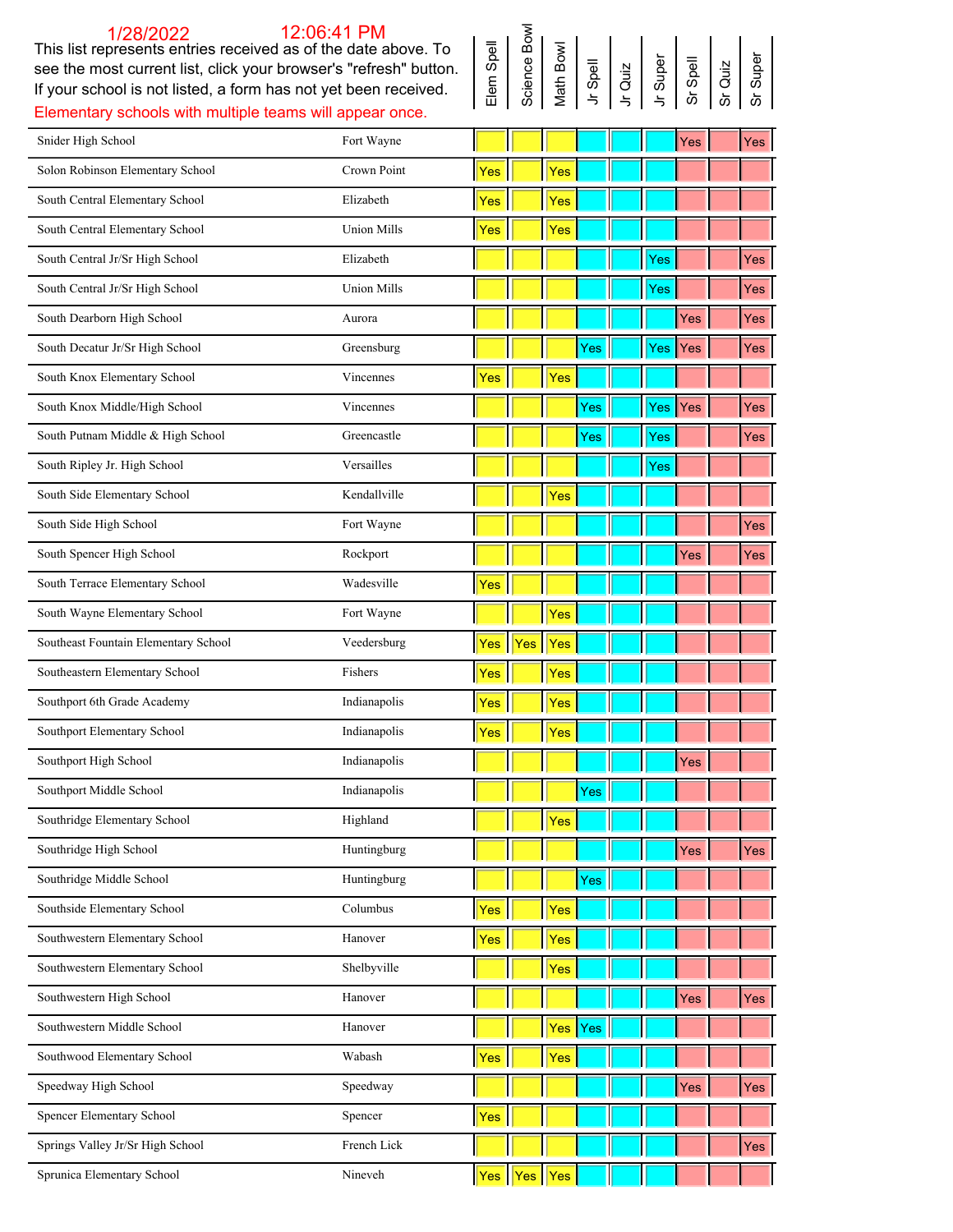1/28/2022 12:06:41 PM

This list represents entries received as of the date above. To see the most current list, click your browser's "refresh" button. If your school is not listed, a form has not yet been received.

Elementary schools with multiple teams will appear once.

| School | City | Elem Spell | Science Bowl | Math Bowl | Jr Spell | Jr Quiz | Jr Super | Sr Spell | Sr Quiz | Sr Super |
|---|---|---|---|---|---|---|---|---|---|---|
| Snider High School | Fort Wayne | | | | | | | Yes | | Yes |
| Solon Robinson Elementary School | Crown Point | Yes | | Yes | | | | | | |
| South Central Elementary School | Elizabeth | Yes | | Yes | | | | | | |
| South Central Elementary School | Union Mills | Yes | | Yes | | | | | | |
| South Central Jr/Sr High School | Elizabeth | | | | | | Yes | | | Yes |
| South Central Jr/Sr High School | Union Mills | | | | | | Yes | | | Yes |
| South Dearborn High School | Aurora | | | | | | | Yes | | Yes |
| South Decatur Jr/Sr High School | Greensburg | | | | Yes | | Yes | Yes | | Yes |
| South Knox Elementary School | Vincennes | Yes | | Yes | | | | | | |
| South Knox Middle/High School | Vincennes | | | | Yes | | Yes | Yes | | Yes |
| South Putnam Middle & High School | Greencastle | | | | Yes | | Yes | | | Yes |
| South Ripley Jr. High School | Versailles | | | | | | Yes | | | |
| South Side Elementary School | Kendallville | | | Yes | | | | | | |
| South Side High School | Fort Wayne | | | | | | | | | Yes |
| South Spencer High School | Rockport | | | | | | | Yes | | Yes |
| South Terrace Elementary School | Wadesville | Yes | | | | | | | | |
| South Wayne Elementary School | Fort Wayne | | | Yes | | | | | | |
| Southeast Fountain Elementary School | Veedersburg | Yes | Yes | Yes | | | | | | |
| Southeastern Elementary School | Fishers | Yes | | Yes | | | | | | |
| Southport 6th Grade Academy | Indianapolis | Yes | | Yes | | | | | | |
| Southport Elementary School | Indianapolis | Yes | | Yes | | | | | | |
| Southport High School | Indianapolis | | | | | | | Yes | | |
| Southport Middle School | Indianapolis | | | | Yes | | | | | |
| Southridge Elementary School | Highland | | | Yes | | | | | | |
| Southridge High School | Huntingburg | | | | | | | Yes | | Yes |
| Southridge Middle School | Huntingburg | | | | Yes | | | | | |
| Southside Elementary School | Columbus | Yes | | Yes | | | | | | |
| Southwestern Elementary School | Hanover | Yes | | Yes | | | | | | |
| Southwestern Elementary School | Shelbyville | | | Yes | | | | | | |
| Southwestern High School | Hanover | | | | | | | Yes | | Yes |
| Southwestern Middle School | Hanover | | | Yes | Yes | | | | | |
| Southwood Elementary School | Wabash | Yes | | Yes | | | | | | |
| Speedway High School | Speedway | | | | | | | Yes | | Yes |
| Spencer Elementary School | Spencer | Yes | | | | | | | | |
| Springs Valley Jr/Sr High School | French Lick | | | | | | | | | Yes |
| Sprunica Elementary School | Nineveh | Yes | Yes | Yes | | | | | | |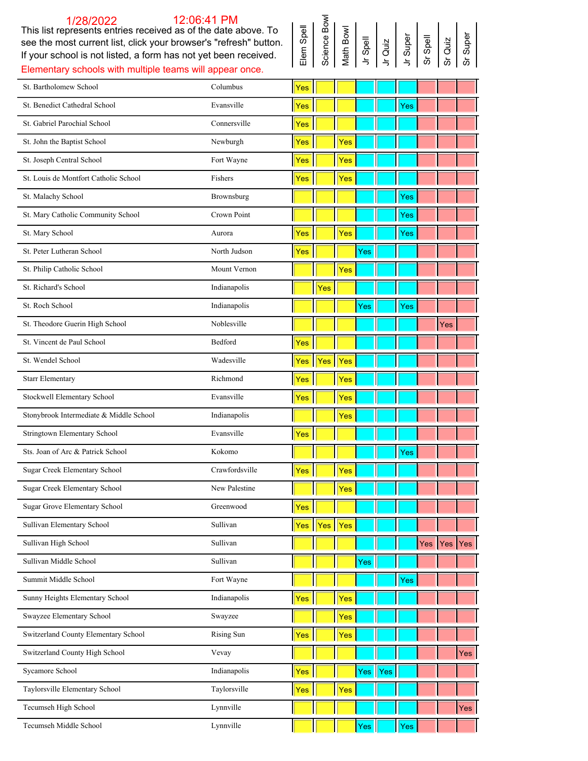1/28/2022 12:06:41 PM

This list represents entries received as of the date above. To see the most current list, click your browser's "refresh" button. If your school is not listed, a form has not yet been received.

Elementary schools with multiple teams will appear once.

| School | City | Elem Spell | Science Bowl | Math Bowl | Jr Spell | Jr Quiz | Jr Super | Sr Spell | Sr Quiz | Sr Super |
|---|---|---|---|---|---|---|---|---|---|---|
| St. Bartholomew School | Columbus | Yes | | | | | | | | |
| St. Benedict Cathedral School | Evansville | Yes | | | | | Yes | | | |
| St. Gabriel Parochial School | Connersville | Yes | | | | | | | | |
| St. John the Baptist School | Newburgh | Yes | | Yes | | | | | | |
| St. Joseph Central School | Fort Wayne | Yes | | Yes | | | | | | |
| St. Louis de Montfort Catholic School | Fishers | Yes | | Yes | | | | | | |
| St. Malachy School | Brownsburg | | | | | | Yes | | | |
| St. Mary Catholic Community School | Crown Point | | | | | | Yes | | | |
| St. Mary School | Aurora | Yes | | Yes | | | Yes | | | |
| St. Peter Lutheran School | North Judson | Yes | | | Yes | | | | | |
| St. Philip Catholic School | Mount Vernon | | | Yes | | | | | | |
| St. Richard's School | Indianapolis | | Yes | | | | | | | |
| St. Roch School | Indianapolis | | | | Yes | | Yes | | | |
| St. Theodore Guerin High School | Noblesville | | | | | | | | Yes | |
| St. Vincent de Paul School | Bedford | Yes | | | | | | | | |
| St. Wendel School | Wadesville | Yes | Yes | Yes | | | | | | |
| Starr Elementary | Richmond | Yes | | Yes | | | | | | |
| Stockwell Elementary School | Evansville | Yes | | Yes | | | | | | |
| Stonybrook Intermediate & Middle School | Indianapolis | | | Yes | | | | | | |
| Stringtown Elementary School | Evansville | Yes | | | | | | | | |
| Sts. Joan of Arc & Patrick School | Kokomo | | | | | | Yes | | | |
| Sugar Creek Elementary School | Crawfordsville | Yes | | Yes | | | | | | |
| Sugar Creek Elementary School | New Palestine | | | Yes | | | | | | |
| Sugar Grove Elementary School | Greenwood | Yes | | | | | | | | |
| Sullivan Elementary School | Sullivan | Yes | Yes | Yes | | | | | | |
| Sullivan High School | Sullivan | | | | | | | Yes | Yes | Yes |
| Sullivan Middle School | Sullivan | | | | Yes | | | | | |
| Summit Middle School | Fort Wayne | | | | | | Yes | | | |
| Sunny Heights Elementary School | Indianapolis | Yes | | Yes | | | | | | |
| Swayzee Elementary School | Swayzee | | | Yes | | | | | | |
| Switzerland County Elementary School | Rising Sun | Yes | | Yes | | | | | | |
| Switzerland County High School | Vevay | | | | | | | | | Yes |
| Sycamore School | Indianapolis | Yes | | | Yes | Yes | | | | |
| Taylorsville Elementary School | Taylorsville | Yes | | Yes | | | | | | |
| Tecumseh High School | Lynnville | | | | | | | | | Yes |
| Tecumseh Middle School | Lynnville | | | | Yes | | Yes | | | |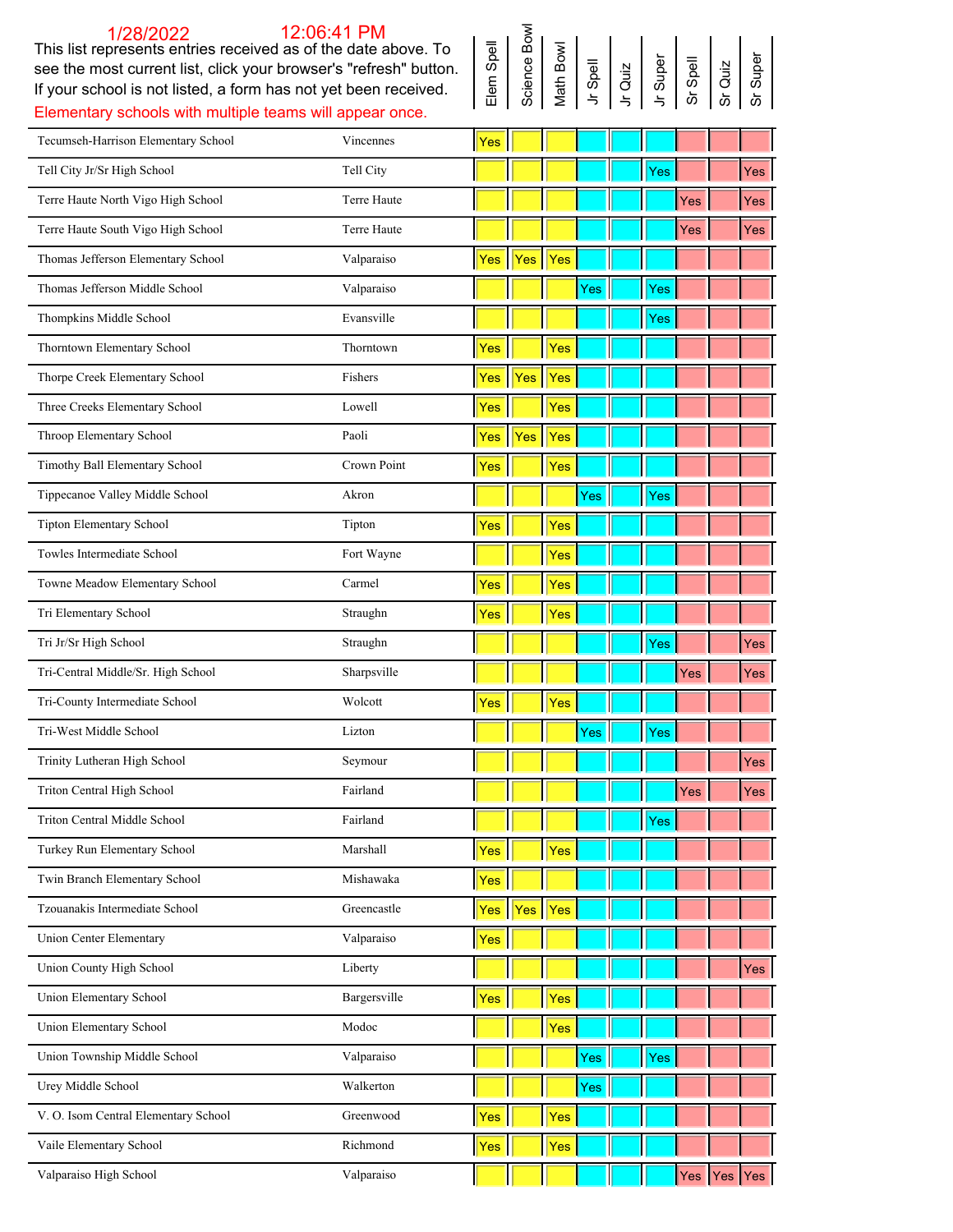1/28/2022 12:06:41 PM

This list represents entries received as of the date above. To see the most current list, click your browser's "refresh" button. If your school is not listed, a form has not yet been received.

Elementary schools with multiple teams will appear once.

| School | City | Elem Spell | Science Bowl | Math Bowl | Jr Spell | Jr Quiz | Jr Super | Sr Spell | Sr Quiz | Sr Super |
|---|---|---|---|---|---|---|---|---|---|---|
| Tecumseh-Harrison Elementary School | Vincennes | Yes | | | | | | | | |
| Tell City Jr/Sr High School | Tell City | | | | | | Yes | | | Yes |
| Terre Haute North Vigo High School | Terre Haute | | | | | | | Yes | | Yes |
| Terre Haute South Vigo High School | Terre Haute | | | | | | | Yes | | Yes |
| Thomas Jefferson Elementary School | Valparaiso | Yes | Yes | Yes | | | | | | |
| Thomas Jefferson Middle School | Valparaiso | | | | Yes | | Yes | | | |
| Thompkins Middle School | Evansville | | | | | | Yes | | | |
| Thorntown Elementary School | Thorntown | Yes | | Yes | | | | | | |
| Thorpe Creek Elementary School | Fishers | Yes | Yes | Yes | | | | | | |
| Three Creeks Elementary School | Lowell | Yes | | Yes | | | | | | |
| Throop Elementary School | Paoli | Yes | Yes | Yes | | | | | | |
| Timothy Ball Elementary School | Crown Point | Yes | | Yes | | | | | | |
| Tippecanoe Valley Middle School | Akron | | | | Yes | | Yes | | | |
| Tipton Elementary School | Tipton | Yes | | Yes | | | | | | |
| Towles Intermediate School | Fort Wayne | | | Yes | | | | | | |
| Towne Meadow Elementary School | Carmel | Yes | | Yes | | | | | | |
| Tri Elementary School | Straughn | Yes | | Yes | | | | | | |
| Tri Jr/Sr High School | Straughn | | | | | | Yes | | | Yes |
| Tri-Central Middle/Sr. High School | Sharpsville | | | | | | | Yes | | Yes |
| Tri-County Intermediate School | Wolcott | Yes | | Yes | | | | | | |
| Tri-West Middle School | Lizton | | | | Yes | | Yes | | | |
| Trinity Lutheran High School | Seymour | | | | | | | | | Yes |
| Triton Central High School | Fairland | | | | | | | Yes | | Yes |
| Triton Central Middle School | Fairland | | | | | | Yes | | | |
| Turkey Run Elementary School | Marshall | Yes | | Yes | | | | | | |
| Twin Branch Elementary School | Mishawaka | Yes | | | | | | | | |
| Tzouanakis Intermediate School | Greencastle | Yes | Yes | Yes | | | | | | |
| Union Center Elementary | Valparaiso | Yes | | | | | | | | |
| Union County High School | Liberty | | | | | | | | | Yes |
| Union Elementary School | Bargersville | Yes | | Yes | | | | | | |
| Union Elementary School | Modoc | | | Yes | | | | | | |
| Union Township Middle School | Valparaiso | | | | Yes | | Yes | | | |
| Urey Middle School | Walkerton | | | | Yes | | | | | |
| V. O. Isom Central Elementary School | Greenwood | Yes | | Yes | | | | | | |
| Vaile Elementary School | Richmond | Yes | | Yes | | | | | | |
| Valparaiso High School | Valparaiso | | | | | | | Yes | Yes | Yes |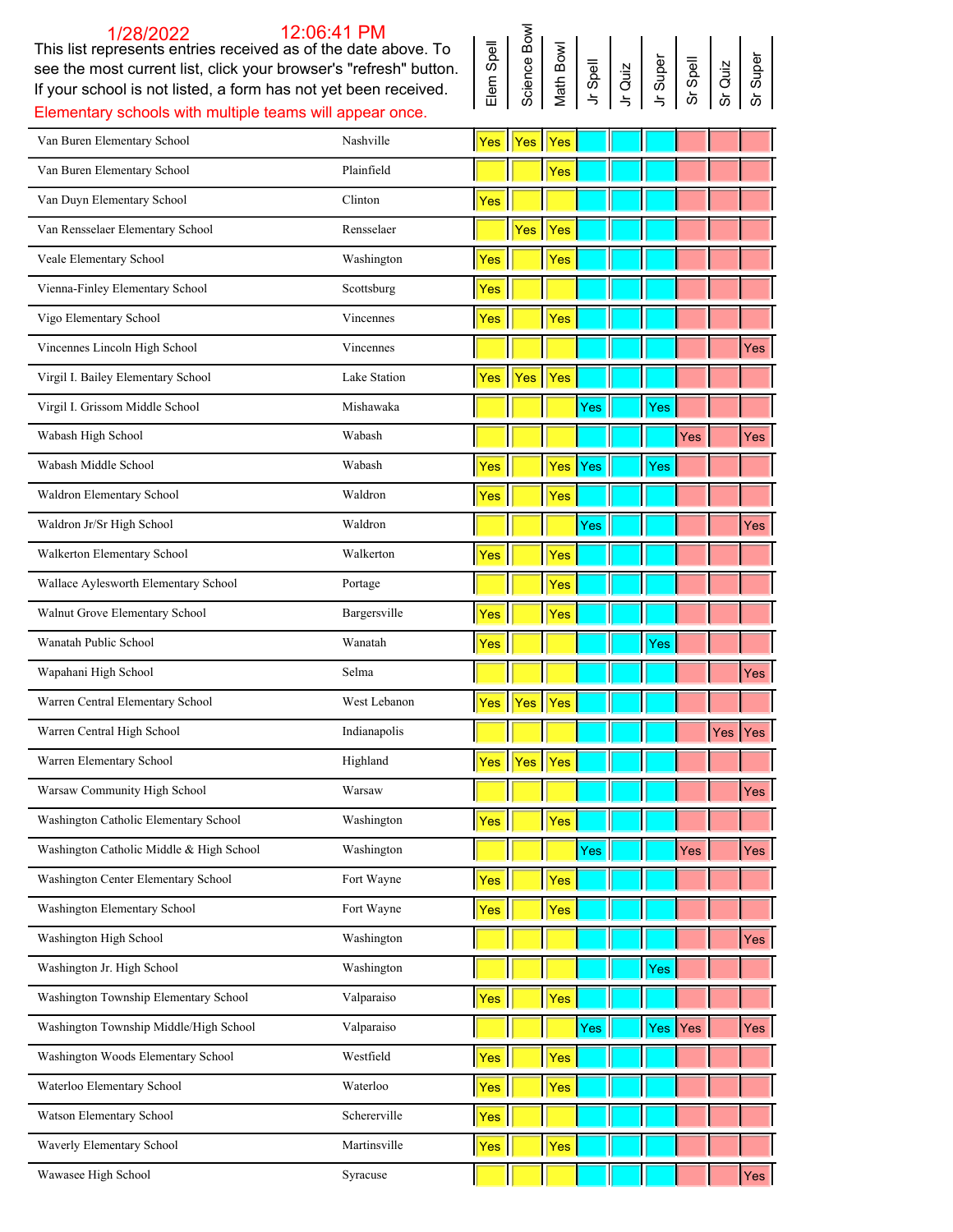1/28/2022 12:06:41 PM

This list represents entries received as of the date above. To see the most current list, click your browser's "refresh" button. If your school is not listed, a form has not yet been received.

Elementary schools with multiple teams will appear once.

| School | City | Elem Spell | Science Bowl | Math Bowl | Jr Spell | Jr Quiz | Jr Super | Sr Spell | Sr Quiz | Sr Super |
|---|---|---|---|---|---|---|---|---|---|---|
| Van Buren Elementary School | Nashville | Yes | Yes | Yes | | | | | | |
| Van Buren Elementary School | Plainfield | | | Yes | | | | | | |
| Van Duyn Elementary School | Clinton | Yes | | | | | | | | |
| Van Rensselaer Elementary School | Rensselaer | | Yes | Yes | | | | | | |
| Veale Elementary School | Washington | Yes | | Yes | | | | | | |
| Vienna-Finley Elementary School | Scottsburg | Yes | | | | | | | | |
| Vigo Elementary School | Vincennes | Yes | | Yes | | | | | | |
| Vincennes Lincoln High School | Vincennes | | | | | | | | | Yes |
| Virgil I. Bailey Elementary School | Lake Station | Yes | Yes | Yes | | | | | | |
| Virgil I. Grissom Middle School | Mishawaka | | | | Yes | | Yes | | | |
| Wabash High School | Wabash | | | | | | | Yes | | Yes |
| Wabash Middle School | Wabash | Yes | | Yes | Yes | | Yes | | | |
| Waldron Elementary School | Waldron | Yes | | Yes | | | | | | |
| Waldron Jr/Sr High School | Waldron | | | | Yes | | | | | Yes |
| Walkerton Elementary School | Walkerton | Yes | | Yes | | | | | | |
| Wallace Aylesworth Elementary School | Portage | | | Yes | | | | | | |
| Walnut Grove Elementary School | Bargersville | Yes | | Yes | | | | | | |
| Wanatah Public School | Wanatah | Yes | | | | | Yes | | | |
| Wapahani High School | Selma | | | | | | | | | Yes |
| Warren Central Elementary School | West Lebanon | Yes | Yes | Yes | | | | | | |
| Warren Central High School | Indianapolis | | | | | | | | Yes | Yes |
| Warren Elementary School | Highland | Yes | Yes | Yes | | | | | | |
| Warsaw Community High School | Warsaw | | | | | | | | | Yes |
| Washington Catholic Elementary School | Washington | Yes | | Yes | | | | | | |
| Washington Catholic Middle & High School | Washington | | | | Yes | | | Yes | | Yes |
| Washington Center Elementary School | Fort Wayne | Yes | | Yes | | | | | | |
| Washington Elementary School | Fort Wayne | Yes | | Yes | | | | | | |
| Washington High School | Washington | | | | | | | | | Yes |
| Washington Jr. High School | Washington | | | | | | Yes | | | |
| Washington Township Elementary School | Valparaiso | Yes | | Yes | | | | | | |
| Washington Township Middle/High School | Valparaiso | | | | Yes | | Yes | Yes | | Yes |
| Washington Woods Elementary School | Westfield | Yes | | Yes | | | | | | |
| Waterloo Elementary School | Waterloo | Yes | | Yes | | | | | | |
| Watson Elementary School | Schererville | Yes | | | | | | | | |
| Waverly Elementary School | Martinsville | Yes | | Yes | | | | | | |
| Wawasee High School | Syracuse | | | | | | | | | Yes |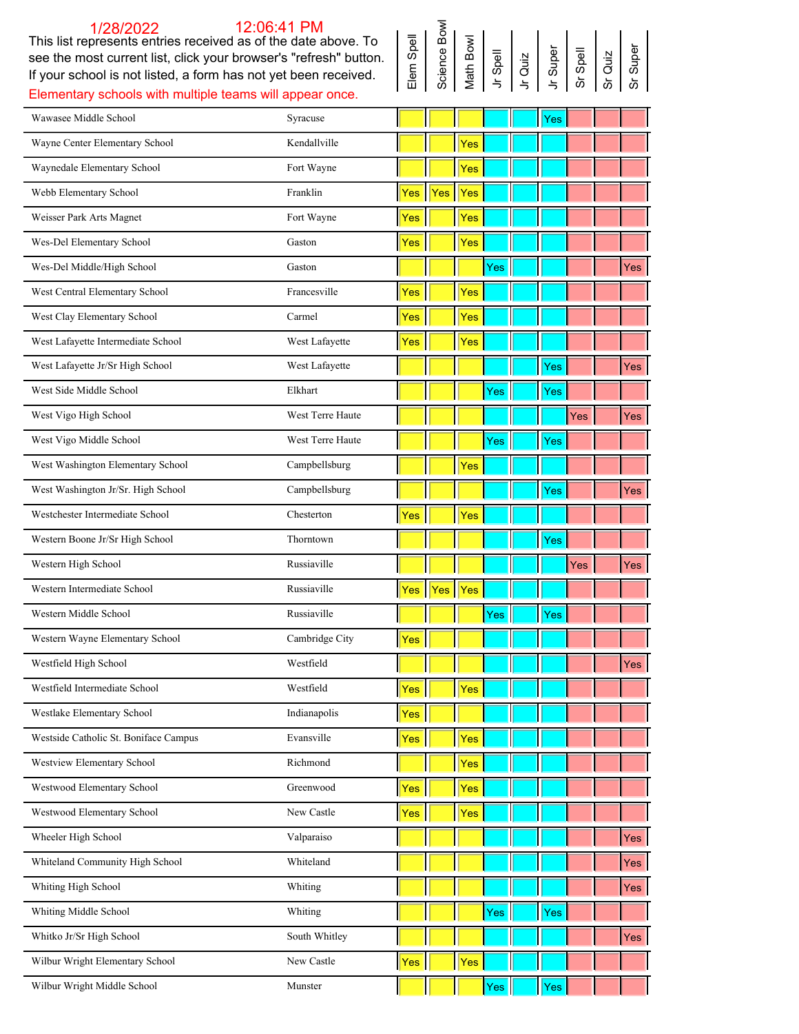1/28/2022 12:06:41 PM

This list represents entries received as of the date above. To see the most current list, click your browser's "refresh" button. If your school is not listed, a form has not yet been received.

Elementary schools with multiple teams will appear once.

| | | Elem Spell | Science Bowl | Math Bowl | Jr Spell | Jr Quiz | Jr Super | Sr Spell | Sr Quiz | Sr Super |
|---|---|---|---|---|---|---|---|---|---|---|
| Wawasee Middle School | Syracuse | | | | | | Yes | | | |
| Wayne Center Elementary School | Kendallville | | | Yes | | | | | | |
| Waynedale Elementary School | Fort Wayne | | | Yes | | | | | | |
| Webb Elementary School | Franklin | Yes | Yes | Yes | | | | | | |
| Weisser Park Arts Magnet | Fort Wayne | Yes | | Yes | | | | | | |
| Wes-Del Elementary School | Gaston | Yes | | Yes | | | | | | |
| Wes-Del Middle/High School | Gaston | | | | Yes | | | | | Yes |
| West Central Elementary School | Francesville | Yes | | Yes | | | | | | |
| West Clay Elementary School | Carmel | Yes | | Yes | | | | | | |
| West Lafayette Intermediate School | West Lafayette | Yes | | Yes | | | | | | |
| West Lafayette Jr/Sr High School | West Lafayette | | | | | | Yes | | | Yes |
| West Side Middle School | Elkhart | | | | Yes | | Yes | | | |
| West Vigo High School | West Terre Haute | | | | | | | Yes | | Yes |
| West Vigo Middle School | West Terre Haute | | | | Yes | | Yes | | | |
| West Washington Elementary School | Campbellsburg | | | Yes | | | | | | |
| West Washington Jr/Sr. High School | Campbellsburg | | | | | | Yes | | | Yes |
| Westchester Intermediate School | Chesterton | Yes | | Yes | | | | | | |
| Western Boone Jr/Sr High School | Thorntown | | | | | | Yes | | | |
| Western High School | Russiaville | | | | | | | Yes | | Yes |
| Western Intermediate School | Russiaville | Yes | Yes | Yes | | | | | | |
| Western Middle School | Russiaville | | | | Yes | | Yes | | | |
| Western Wayne Elementary School | Cambridge City | Yes | | | | | | | | |
| Westfield High School | Westfield | | | | | | | | | Yes |
| Westfield Intermediate School | Westfield | Yes | | Yes | | | | | | |
| Westlake Elementary School | Indianapolis | Yes | | | | | | | | |
| Westside Catholic St. Boniface Campus | Evansville | Yes | | Yes | | | | | | |
| Westview Elementary School | Richmond | | | Yes | | | | | | |
| Westwood Elementary School | Greenwood | Yes | | Yes | | | | | | |
| Westwood Elementary School | New Castle | Yes | | Yes | | | | | | |
| Wheeler High School | Valparaiso | | | | | | | | | Yes |
| Whiteland Community High School | Whiteland | | | | | | | | | Yes |
| Whiting High School | Whiting | | | | | | | | | Yes |
| Whiting Middle School | Whiting | | | | Yes | | Yes | | | |
| Whitko Jr/Sr High School | South Whitley | | | | | | | | | Yes |
| Wilbur Wright Elementary School | New Castle | Yes | | Yes | | | | | | |
| Wilbur Wright Middle School | Munster | | | | Yes | | Yes | | | |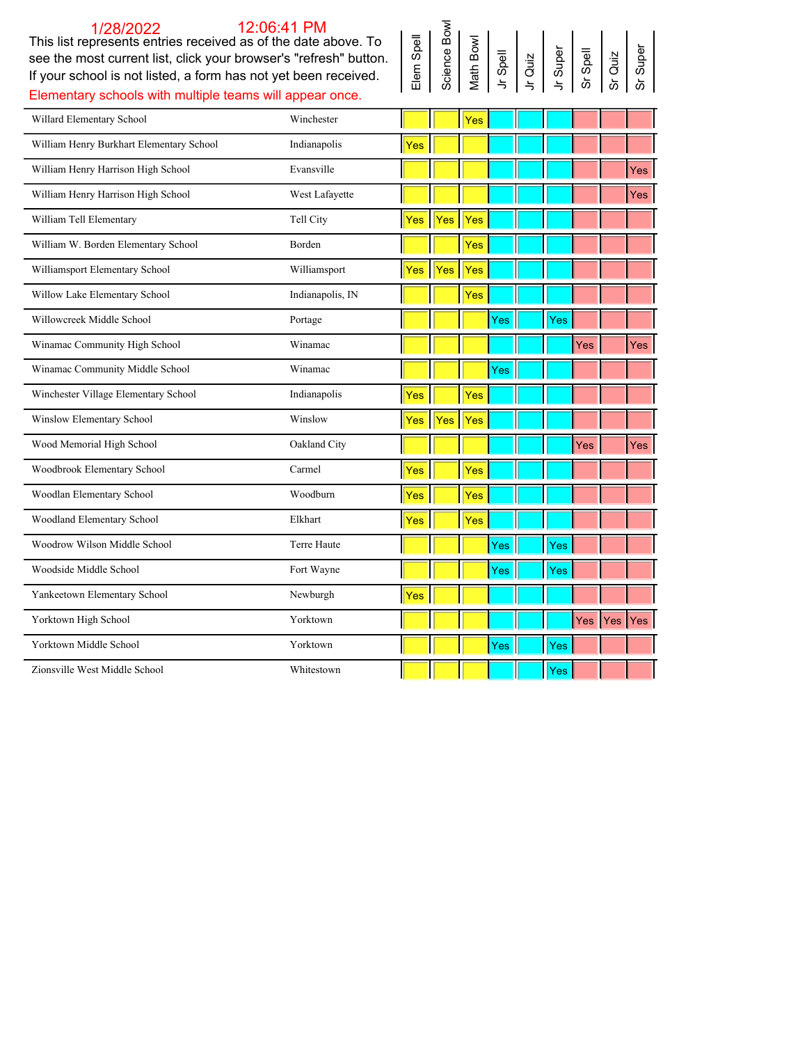1/28/2022 12:06:41 PM

This list represents entries received as of the date above. To see the most current list, click your browser's "refresh" button. If your school is not listed, a form has not yet been received.

Elementary schools with multiple teams will appear once.

| School | City | Elem Spell | Science Bowl | Math Bowl | Jr Spell | Jr Quiz | Jr Super | Sr Spell | Sr Quiz | Sr Super |
|---|---|---|---|---|---|---|---|---|---|---|
| Willard Elementary School | Winchester | | | Yes | | | | | | |
| William Henry Burkhart Elementary School | Indianapolis | Yes | | | | | | | | |
| William Henry Harrison High School | Evansville | | | | | | | | | Yes |
| William Henry Harrison High School | West Lafayette | | | | | | | | | Yes |
| William Tell Elementary | Tell City | Yes | Yes | Yes | | | | | | |
| William W. Borden Elementary School | Borden | | | Yes | | | | | | |
| Williamsport Elementary School | Williamsport | Yes | Yes | Yes | | | | | | |
| Willow Lake Elementary School | Indianapolis, IN | | | Yes | | | | | | |
| Willowcreek Middle School | Portage | | | | Yes | | Yes | | | |
| Winamac Community High School | Winamac | | | | | | | Yes | | Yes |
| Winamac Community Middle School | Winamac | | | | Yes | | | | | |
| Winchester Village Elementary School | Indianapolis | Yes | | Yes | | | | | | |
| Winslow Elementary School | Winslow | Yes | Yes | Yes | | | | | | |
| Wood Memorial High School | Oakland City | | | | | | | Yes | | Yes |
| Woodbrook Elementary School | Carmel | Yes | | Yes | | | | | | |
| Woodlan Elementary School | Woodburn | Yes | | Yes | | | | | | |
| Woodland Elementary School | Elkhart | Yes | | Yes | | | | | | |
| Woodrow Wilson Middle School | Terre Haute | | | | Yes | | Yes | | | |
| Woodside Middle School | Fort Wayne | | | | Yes | | Yes | | | |
| Yankeetown Elementary School | Newburgh | Yes | | | | | | | | |
| Yorktown High School | Yorktown | | | | | | | Yes | Yes | Yes |
| Yorktown Middle School | Yorktown | | | | Yes | | Yes | | | |
| Zionsville West Middle School | Whitestown | | | | | | Yes | | | |